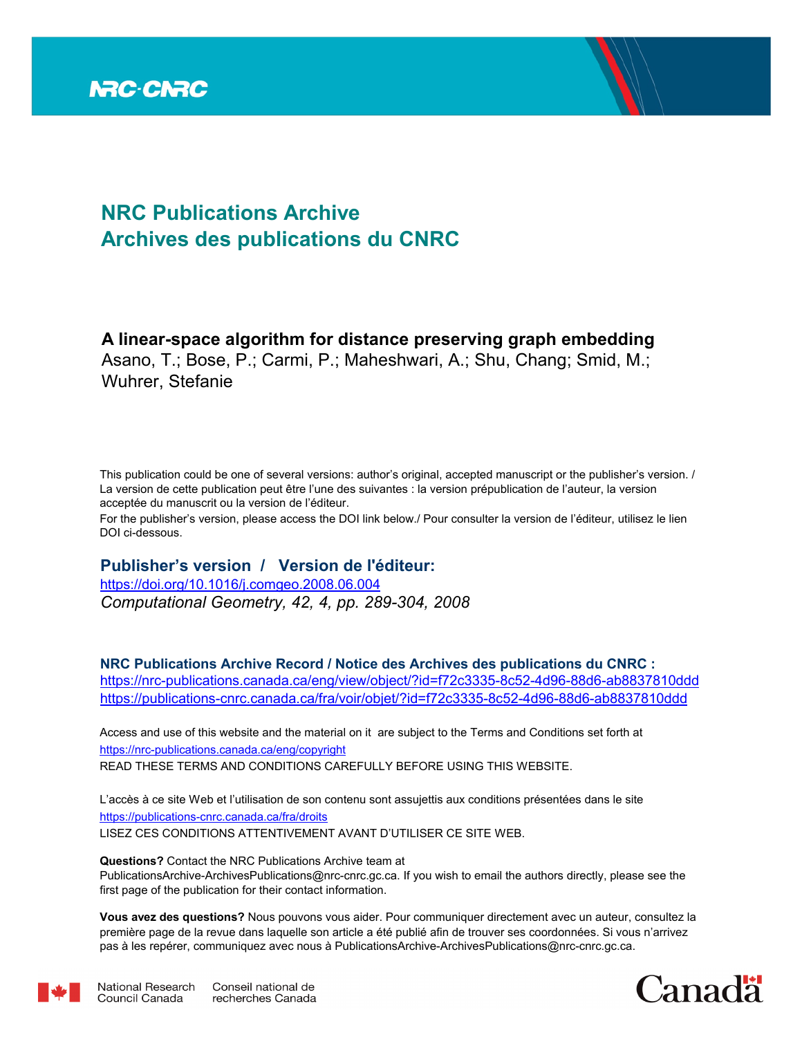NRC-CNRC

# NRC Publications Archive
# Archives des publications du CNRC

**A linear-space algorithm for distance preserving graph embedding**
Asano, T.; Bose, P.; Carmi, P.; Maheshwari, A.; Shu, Chang; Smid, M.; Wuhrer, Stefanie

This publication could be one of several versions: author's original, accepted manuscript or the publisher's version. / La version de cette publication peut être l'une des suivantes : la version prépublication de l'auteur, la version acceptée du manuscrit ou la version de l'éditeur.

For the publisher's version, please access the DOI link below./ Pour consulter la version de l'éditeur, utilisez le lien DOI ci-dessous.

## Publisher's version / Version de l'éditeur:

https://doi.org/10.1016/j.comgeo.2008.06.004
*Computational Geometry, 42, 4, pp. 289-304, 2008*

**NRC Publications Archive Record / Notice des Archives des publications du CNRC :**
https://nrc-publications.canada.ca/eng/view/object/?id=f72c3335-8c52-4d96-88d6-ab8837810ddd
https://publications-cnrc.canada.ca/fra/voir/objet/?id=f72c3335-8c52-4d96-88d6-ab8837810ddd

Access and use of this website and the material on it are subject to the Terms and Conditions set forth at
https://nrc-publications.canada.ca/eng/copyright
READ THESE TERMS AND CONDITIONS CAREFULLY BEFORE USING THIS WEBSITE.

L'accès à ce site Web et l'utilisation de son contenu sont assujettis aux conditions présentées dans le site
https://publications-cnrc.canada.ca/fra/droits
LISEZ CES CONDITIONS ATTENTIVEMENT AVANT D'UTILISER CE SITE WEB.

**Questions?** Contact the NRC Publications Archive team at
PublicationsArchive-ArchivesPublications@nrc-cnrc.gc.ca. If you wish to email the authors directly, please see the first page of the publication for their contact information.

**Vous avez des questions?** Nous pouvons vous aider. Pour communiquer directement avec un auteur, consultez la première page de la revue dans laquelle son article a été publié afin de trouver ses coordonnées. Si vous n'arrivez pas à les repérer, communiquez avec nous à PublicationsArchive-ArchivesPublications@nrc-cnrc.gc.ca.

National Research Council Canada | Conseil national de recherches Canada

Canada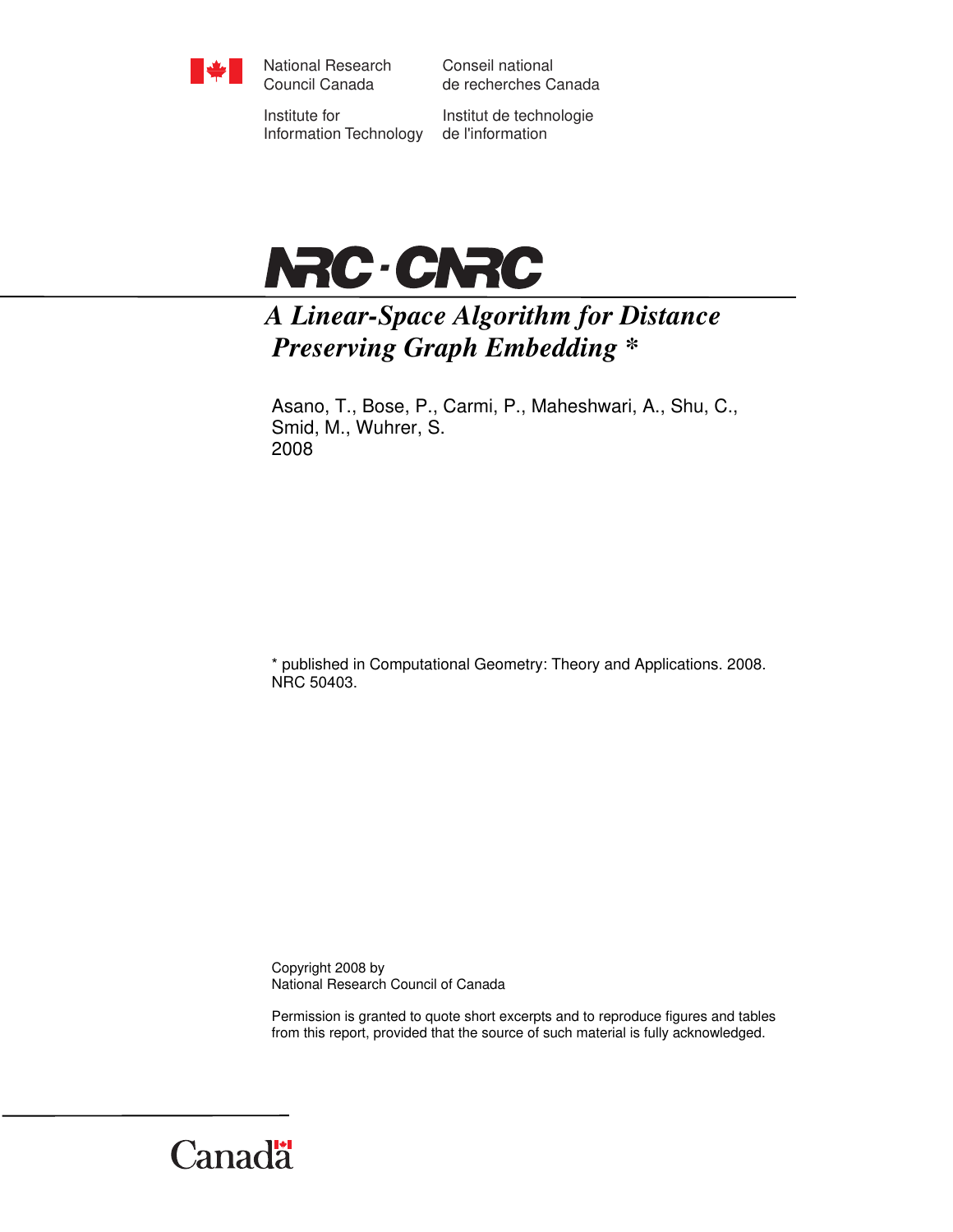National Research Council Canada

Conseil national de recherches Canada

Institute for Information Technology

Institut de technologie de l'information

NRC · CNRC

# *A Linear-Space Algorithm for Distance Preserving Graph Embedding* *

Asano, T., Bose, P., Carmi, P., Maheshwari, A., Shu, C., Smid, M., Wuhrer, S.
2008

* published in Computational Geometry: Theory and Applications. 2008.
NRC 50403.

Copyright 2008 by
National Research Council of Canada

Permission is granted to quote short excerpts and to reproduce figures and tables from this report, provided that the source of such material is fully acknowledged.

Canada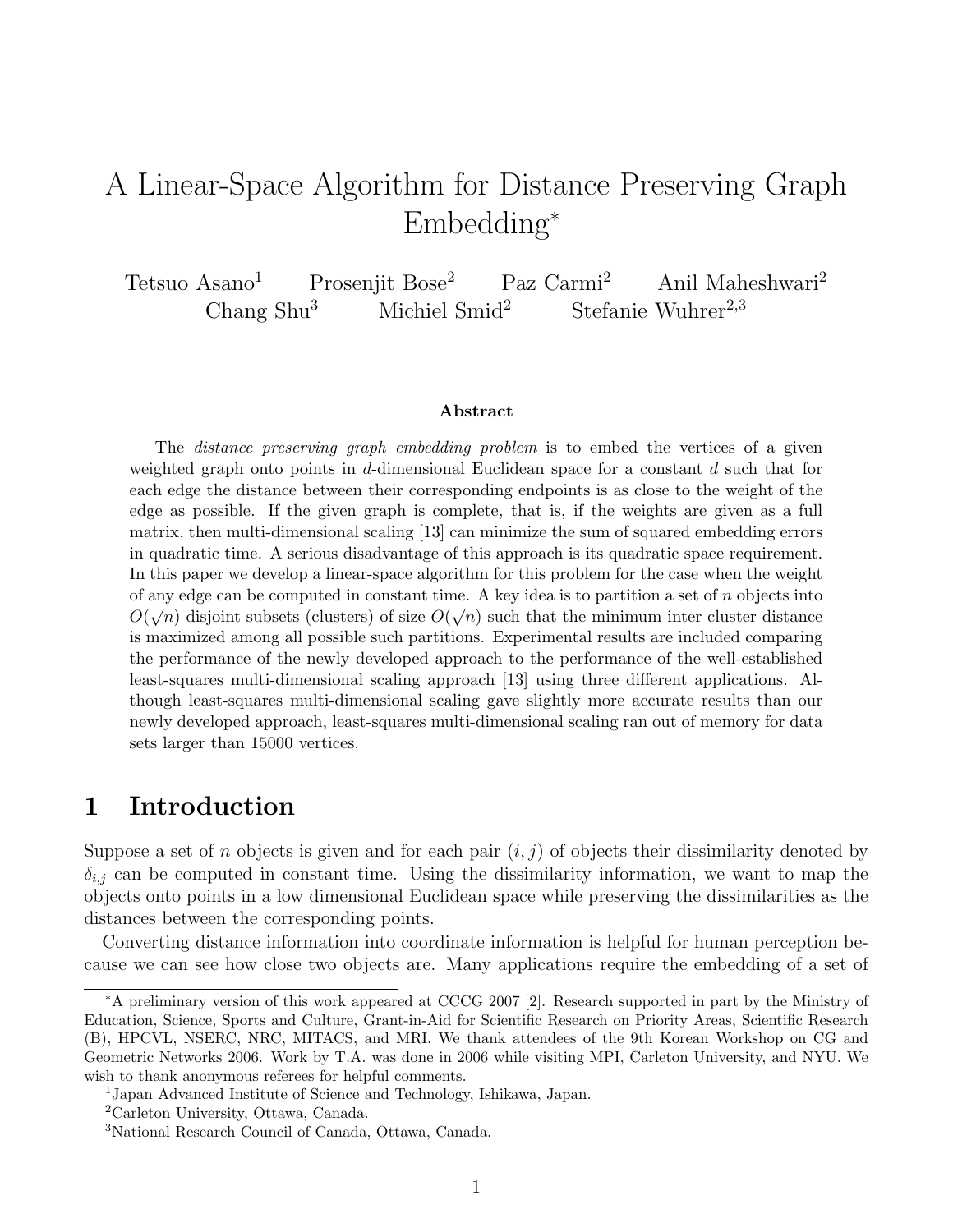# A Linear-Space Algorithm for Distance Preserving Graph Embedding*

Tetsuo Asano[1] Prosenjit Bose[2] Paz Carmi[2] Anil Maheshwari[2] Chang Shu[3] Michiel Smid[2] Stefanie Wuhrer[2,3]

### Abstract

The *distance preserving graph embedding problem* is to embed the vertices of a given weighted graph onto points in $d$-dimensional Euclidean space for a constant $d$ such that for each edge the distance between their corresponding endpoints is as close to the weight of the edge as possible. If the given graph is complete, that is, if the weights are given as a full matrix, then multi-dimensional scaling [13] can minimize the sum of squared embedding errors in quadratic time. A serious disadvantage of this approach is its quadratic space requirement. In this paper we develop a linear-space algorithm for this problem for the case when the weight of any edge can be computed in constant time. A key idea is to partition a set of $n$ objects into $O(\sqrt{n})$ disjoint subsets (clusters) of size $O(\sqrt{n})$ such that the minimum inter cluster distance is maximized among all possible such partitions. Experimental results are included comparing the performance of the newly developed approach to the performance of the well-established least-squares multi-dimensional scaling approach [13] using three different applications. Although least-squares multi-dimensional scaling gave slightly more accurate results than our newly developed approach, least-squares multi-dimensional scaling ran out of memory for data sets larger than 15000 vertices.

## 1 Introduction

Suppose a set of $n$ objects is given and for each pair $(i, j)$ of objects their dissimilarity denoted by $\delta_{i,j}$ can be computed in constant time. Using the dissimilarity information, we want to map the objects onto points in a low dimensional Euclidean space while preserving the dissimilarities as the distances between the corresponding points.

Converting distance information into coordinate information is helpful for human perception because we can see how close two objects are. Many applications require the embedding of a set of

---

*A preliminary version of this work appeared at CCCG 2007 [2]. Research supported in part by the Ministry of Education, Science, Sports and Culture, Grant-in-Aid for Scientific Research on Priority Areas, Scientific Research (B), HPCVL, NSERC, NRC, MITACS, and MRI. We thank attendees of the 9th Korean Workshop on CG and Geometric Networks 2006. Work by T.A. was done in 2006 while visiting MPI, Carleton University, and NYU. We wish to thank anonymous referees for helpful comments.

[1]Japan Advanced Institute of Science and Technology, Ishikawa, Japan.

[2]Carleton University, Ottawa, Canada.

[3]National Research Council of Canada, Ottawa, Canada.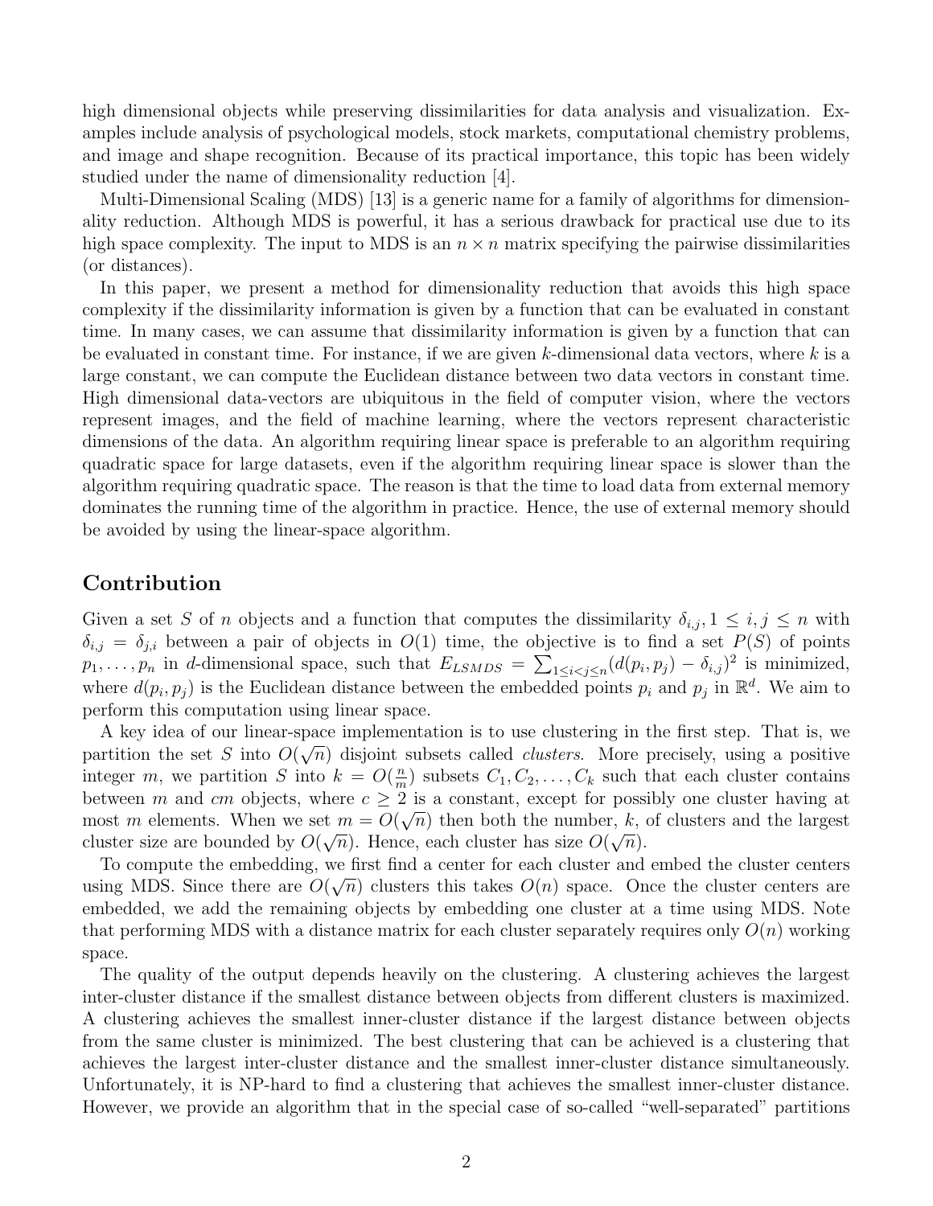high dimensional objects while preserving dissimilarities for data analysis and visualization. Examples include analysis of psychological models, stock markets, computational chemistry problems, and image and shape recognition. Because of its practical importance, this topic has been widely studied under the name of dimensionality reduction [4].

Multi-Dimensional Scaling (MDS) [13] is a generic name for a family of algorithms for dimensionality reduction. Although MDS is powerful, it has a serious drawback for practical use due to its high space complexity. The input to MDS is an $n \times n$ matrix specifying the pairwise dissimilarities (or distances).

In this paper, we present a method for dimensionality reduction that avoids this high space complexity if the dissimilarity information is given by a function that can be evaluated in constant time. In many cases, we can assume that dissimilarity information is given by a function that can be evaluated in constant time. For instance, if we are given $k$-dimensional data vectors, where $k$ is a large constant, we can compute the Euclidean distance between two data vectors in constant time. High dimensional data-vectors are ubiquitous in the field of computer vision, where the vectors represent images, and the field of machine learning, where the vectors represent characteristic dimensions of the data. An algorithm requiring linear space is preferable to an algorithm requiring quadratic space for large datasets, even if the algorithm requiring linear space is slower than the algorithm requiring quadratic space. The reason is that the time to load data from external memory dominates the running time of the algorithm in practice. Hence, the use of external memory should be avoided by using the linear-space algorithm.

## Contribution

Given a set $S$ of $n$ objects and a function that computes the dissimilarity $\delta_{i,j}, 1 \leq i, j \leq n$ with $\delta_{i,j} = \delta_{j,i}$ between a pair of objects in $O(1)$ time, the objective is to find a set $P(S)$ of points $p_1, \ldots, p_n$ in $d$-dimensional space, such that $E_{LSMDS} = \sum_{1 \leq i < j \leq n} (d(p_i, p_j) - \delta_{i,j})^2$ is minimized, where $d(p_i, p_j)$ is the Euclidean distance between the embedded points $p_i$ and $p_j$ in $\mathbb{R}^d$. We aim to perform this computation using linear space.

A key idea of our linear-space implementation is to use clustering in the first step. That is, we partition the set $S$ into $O(\sqrt{n})$ disjoint subsets called *clusters*. More precisely, using a positive integer $m$, we partition $S$ into $k = O(\frac{n}{m})$ subsets $C_1, C_2, \ldots, C_k$ such that each cluster contains between $m$ and $cm$ objects, where $c \geq 2$ is a constant, except for possibly one cluster having at most $m$ elements. When we set $m = O(\sqrt{n})$ then both the number, $k$, of clusters and the largest cluster size are bounded by $O(\sqrt{n})$. Hence, each cluster has size $O(\sqrt{n})$.

To compute the embedding, we first find a center for each cluster and embed the cluster centers using MDS. Since there are $O(\sqrt{n})$ clusters this takes $O(n)$ space. Once the cluster centers are embedded, we add the remaining objects by embedding one cluster at a time using MDS. Note that performing MDS with a distance matrix for each cluster separately requires only $O(n)$ working space.

The quality of the output depends heavily on the clustering. A clustering achieves the largest inter-cluster distance if the smallest distance between objects from different clusters is maximized. A clustering achieves the smallest inner-cluster distance if the largest distance between objects from the same cluster is minimized. The best clustering that can be achieved is a clustering that achieves the largest inter-cluster distance and the smallest inner-cluster distance simultaneously. Unfortunately, it is NP-hard to find a clustering that achieves the smallest inner-cluster distance. However, we provide an algorithm that in the special case of so-called "well-separated" partitions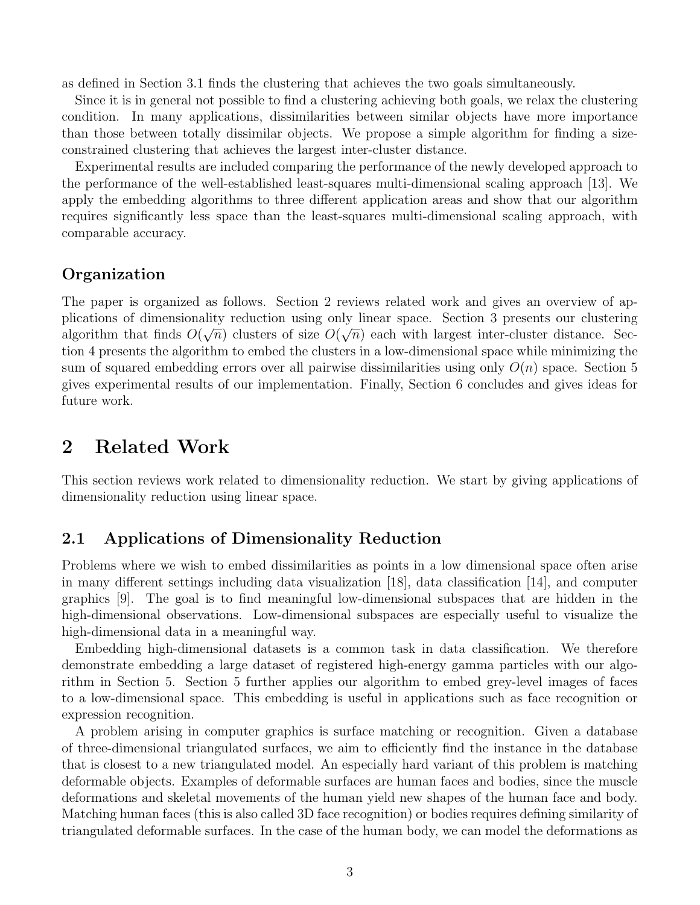as defined in Section 3.1 finds the clustering that achieves the two goals simultaneously.

Since it is in general not possible to find a clustering achieving both goals, we relax the clustering condition. In many applications, dissimilarities between similar objects have more importance than those between totally dissimilar objects. We propose a simple algorithm for finding a size-constrained clustering that achieves the largest inter-cluster distance.

Experimental results are included comparing the performance of the newly developed approach to the performance of the well-established least-squares multi-dimensional scaling approach [13]. We apply the embedding algorithms to three different application areas and show that our algorithm requires significantly less space than the least-squares multi-dimensional scaling approach, with comparable accuracy.

### Organization

The paper is organized as follows. Section 2 reviews related work and gives an overview of applications of dimensionality reduction using only linear space. Section 3 presents our clustering algorithm that finds $O(\sqrt{n})$ clusters of size $O(\sqrt{n})$ each with largest inter-cluster distance. Section 4 presents the algorithm to embed the clusters in a low-dimensional space while minimizing the sum of squared embedding errors over all pairwise dissimilarities using only $O(n)$ space. Section 5 gives experimental results of our implementation. Finally, Section 6 concludes and gives ideas for future work.

## 2 Related Work

This section reviews work related to dimensionality reduction. We start by giving applications of dimensionality reduction using linear space.

### 2.1 Applications of Dimensionality Reduction

Problems where we wish to embed dissimilarities as points in a low dimensional space often arise in many different settings including data visualization [18], data classification [14], and computer graphics [9]. The goal is to find meaningful low-dimensional subspaces that are hidden in the high-dimensional observations. Low-dimensional subspaces are especially useful to visualize the high-dimensional data in a meaningful way.

Embedding high-dimensional datasets is a common task in data classification. We therefore demonstrate embedding a large dataset of registered high-energy gamma particles with our algorithm in Section 5. Section 5 further applies our algorithm to embed grey-level images of faces to a low-dimensional space. This embedding is useful in applications such as face recognition or expression recognition.

A problem arising in computer graphics is surface matching or recognition. Given a database of three-dimensional triangulated surfaces, we aim to efficiently find the instance in the database that is closest to a new triangulated model. An especially hard variant of this problem is matching deformable objects. Examples of deformable surfaces are human faces and bodies, since the muscle deformations and skeletal movements of the human yield new shapes of the human face and body. Matching human faces (this is also called 3D face recognition) or bodies requires defining similarity of triangulated deformable surfaces. In the case of the human body, we can model the deformations as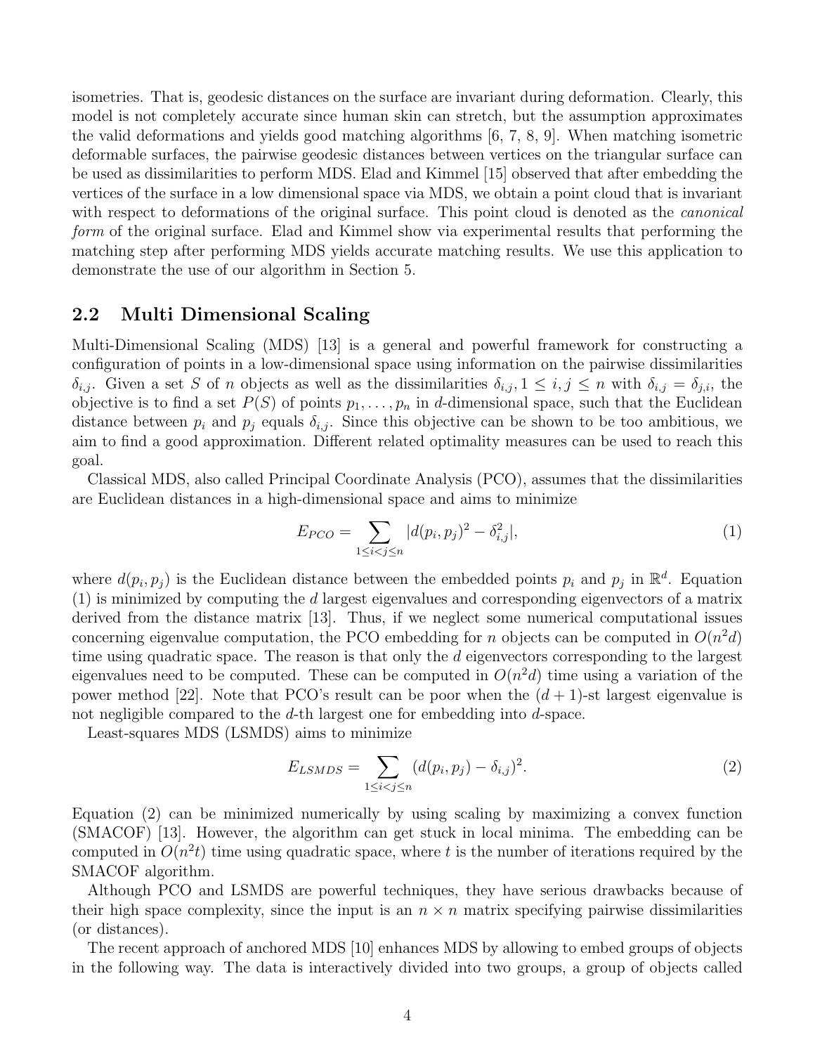isometries. That is, geodesic distances on the surface are invariant during deformation. Clearly, this model is not completely accurate since human skin can stretch, but the assumption approximates the valid deformations and yields good matching algorithms [6, 7, 8, 9]. When matching isometric deformable surfaces, the pairwise geodesic distances between vertices on the triangular surface can be used as dissimilarities to perform MDS. Elad and Kimmel [15] observed that after embedding the vertices of the surface in a low dimensional space via MDS, we obtain a point cloud that is invariant with respect to deformations of the original surface. This point cloud is denoted as the *canonical form* of the original surface. Elad and Kimmel show via experimental results that performing the matching step after performing MDS yields accurate matching results. We use this application to demonstrate the use of our algorithm in Section 5.

## 2.2 Multi Dimensional Scaling

Multi-Dimensional Scaling (MDS) [13] is a general and powerful framework for constructing a configuration of points in a low-dimensional space using information on the pairwise dissimilarities $\delta_{i,j}$. Given a set $S$ of $n$ objects as well as the dissimilarities $\delta_{i,j}, 1 \leq i, j \leq n$ with $\delta_{i,j} = \delta_{j,i}$, the objective is to find a set $P(S)$ of points $p_1, \ldots, p_n$ in $d$-dimensional space, such that the Euclidean distance between $p_i$ and $p_j$ equals $\delta_{i,j}$. Since this objective can be shown to be too ambitious, we aim to find a good approximation. Different related optimality measures can be used to reach this goal.

Classical MDS, also called Principal Coordinate Analysis (PCO), assumes that the dissimilarities are Euclidean distances in a high-dimensional space and aims to minimize

$$E_{PCO} = \sum_{1 \leq i < j \leq n} |d(p_i, p_j)^2 - \delta_{i,j}^2|, \tag{1}$$

where $d(p_i, p_j)$ is the Euclidean distance between the embedded points $p_i$ and $p_j$ in $\mathbb{R}^d$. Equation (1) is minimized by computing the $d$ largest eigenvalues and corresponding eigenvectors of a matrix derived from the distance matrix [13]. Thus, if we neglect some numerical computational issues concerning eigenvalue computation, the PCO embedding for $n$ objects can be computed in $O(n^2 d)$ time using quadratic space. The reason is that only the $d$ eigenvectors corresponding to the largest eigenvalues need to be computed. These can be computed in $O(n^2 d)$ time using a variation of the power method [22]. Note that PCO's result can be poor when the $(d+1)$-st largest eigenvalue is not negligible compared to the $d$-th largest one for embedding into $d$-space.

Least-squares MDS (LSMDS) aims to minimize

$$E_{LSMDS} = \sum_{1 \leq i < j \leq n} (d(p_i, p_j) - \delta_{i,j})^2. \tag{2}$$

Equation (2) can be minimized numerically by using scaling by maximizing a convex function (SMACOF) [13]. However, the algorithm can get stuck in local minima. The embedding can be computed in $O(n^2 t)$ time using quadratic space, where $t$ is the number of iterations required by the SMACOF algorithm.

Although PCO and LSMDS are powerful techniques, they have serious drawbacks because of their high space complexity, since the input is an $n \times n$ matrix specifying pairwise dissimilarities (or distances).

The recent approach of anchored MDS [10] enhances MDS by allowing to embed groups of objects in the following way. The data is interactively divided into two groups, a group of objects called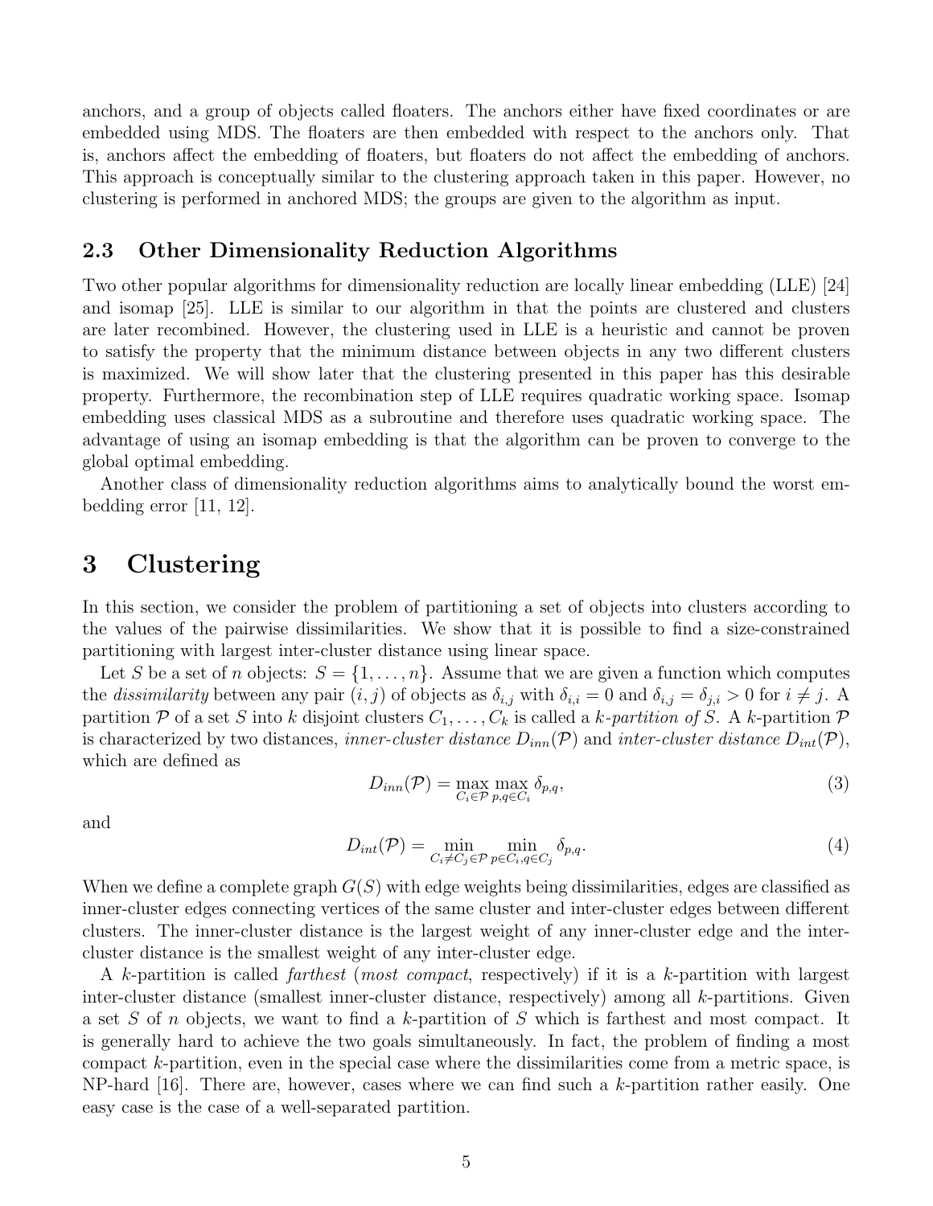anchors, and a group of objects called floaters. The anchors either have fixed coordinates or are embedded using MDS. The floaters are then embedded with respect to the anchors only. That is, anchors affect the embedding of floaters, but floaters do not affect the embedding of anchors. This approach is conceptually similar to the clustering approach taken in this paper. However, no clustering is performed in anchored MDS; the groups are given to the algorithm as input.

### 2.3 Other Dimensionality Reduction Algorithms

Two other popular algorithms for dimensionality reduction are locally linear embedding (LLE) [24] and isomap [25]. LLE is similar to our algorithm in that the points are clustered and clusters are later recombined. However, the clustering used in LLE is a heuristic and cannot be proven to satisfy the property that the minimum distance between objects in any two different clusters is maximized. We will show later that the clustering presented in this paper has this desirable property. Furthermore, the recombination step of LLE requires quadratic working space. Isomap embedding uses classical MDS as a subroutine and therefore uses quadratic working space. The advantage of using an isomap embedding is that the algorithm can be proven to converge to the global optimal embedding.

Another class of dimensionality reduction algorithms aims to analytically bound the worst embedding error [11, 12].

## 3 Clustering

In this section, we consider the problem of partitioning a set of objects into clusters according to the values of the pairwise dissimilarities. We show that it is possible to find a size-constrained partitioning with largest inter-cluster distance using linear space.

Let $S$ be a set of $n$ objects: $S = \{1, \ldots, n\}$. Assume that we are given a function which computes the *dissimilarity* between any pair $(i, j)$ of objects as $\delta_{i,j}$ with $\delta_{i,i} = 0$ and $\delta_{i,j} = \delta_{j,i} > 0$ for $i \neq j$. A partition $\mathcal{P}$ of a set $S$ into $k$ disjoint clusters $C_1, \ldots, C_k$ is called a *$k$-partition of $S$*. A $k$-partition $\mathcal{P}$ is characterized by two distances, *inner-cluster distance* $D_{inn}(\mathcal{P})$ and *inter-cluster distance* $D_{int}(\mathcal{P})$, which are defined as

$$D_{inn}(\mathcal{P}) = \max_{C_i \in \mathcal{P}} \max_{p,q \in C_i} \delta_{p,q}, \tag{3}$$

and

$$D_{int}(\mathcal{P}) = \min_{C_i \neq C_j \in \mathcal{P}} \min_{p \in C_i, q \in C_j} \delta_{p,q}. \tag{4}$$

When we define a complete graph $G(S)$ with edge weights being dissimilarities, edges are classified as inner-cluster edges connecting vertices of the same cluster and inter-cluster edges between different clusters. The inner-cluster distance is the largest weight of any inner-cluster edge and the inter-cluster distance is the smallest weight of any inter-cluster edge.

A $k$-partition is called *farthest* (*most compact*, respectively) if it is a $k$-partition with largest inter-cluster distance (smallest inner-cluster distance, respectively) among all $k$-partitions. Given a set $S$ of $n$ objects, we want to find a $k$-partition of $S$ which is farthest and most compact. It is generally hard to achieve the two goals simultaneously. In fact, the problem of finding a most compact $k$-partition, even in the special case where the dissimilarities come from a metric space, is NP-hard [16]. There are, however, cases where we can find such a $k$-partition rather easily. One easy case is the case of a well-separated partition.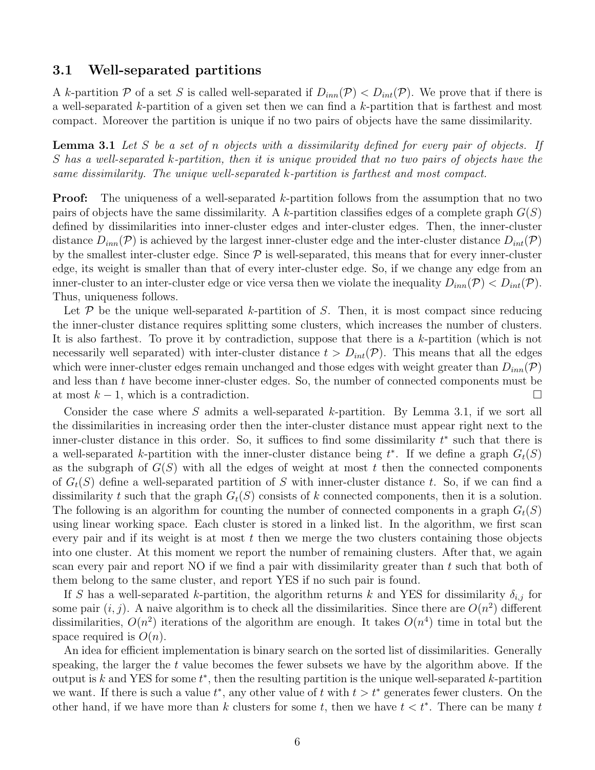### 3.1 Well-separated partitions

A $k$-partition $\mathcal{P}$ of a set $S$ is called well-separated if $D_{inn}(\mathcal{P}) < D_{int}(\mathcal{P})$. We prove that if there is a well-separated $k$-partition of a given set then we can find a $k$-partition that is farthest and most compact. Moreover the partition is unique if no two pairs of objects have the same dissimilarity.

**Lemma 3.1** *Let $S$ be a set of $n$ objects with a dissimilarity defined for every pair of objects. If $S$ has a well-separated $k$-partition, then it is unique provided that no two pairs of objects have the same dissimilarity. The unique well-separated $k$-partition is farthest and most compact.*

**Proof:** The uniqueness of a well-separated $k$-partition follows from the assumption that no two pairs of objects have the same dissimilarity. A $k$-partition classifies edges of a complete graph $G(S)$ defined by dissimilarities into inner-cluster edges and inter-cluster edges. Then, the inner-cluster distance $D_{inn}(\mathcal{P})$ is achieved by the largest inner-cluster edge and the inter-cluster distance $D_{int}(\mathcal{P})$ by the smallest inter-cluster edge. Since $\mathcal{P}$ is well-separated, this means that for every inner-cluster edge, its weight is smaller than that of every inter-cluster edge. So, if we change any edge from an inner-cluster to an inter-cluster edge or vice versa then we violate the inequality $D_{inn}(\mathcal{P}) < D_{int}(\mathcal{P})$. Thus, uniqueness follows.

Let $\mathcal{P}$ be the unique well-separated $k$-partition of $S$. Then, it is most compact since reducing the inner-cluster distance requires splitting some clusters, which increases the number of clusters. It is also farthest. To prove it by contradiction, suppose that there is a $k$-partition (which is not necessarily well separated) with inter-cluster distance $t > D_{int}(\mathcal{P})$. This means that all the edges which were inner-cluster edges remain unchanged and those edges with weight greater than $D_{inn}(\mathcal{P})$ and less than $t$ have become inner-cluster edges. So, the number of connected components must be at most $k-1$, which is a contradiction. □

Consider the case where $S$ admits a well-separated $k$-partition. By Lemma 3.1, if we sort all the dissimilarities in increasing order then the inter-cluster distance must appear right next to the inner-cluster distance in this order. So, it suffices to find some dissimilarity $t^*$ such that there is a well-separated $k$-partition with the inner-cluster distance being $t^*$. If we define a graph $G_t(S)$ as the subgraph of $G(S)$ with all the edges of weight at most $t$ then the connected components of $G_t(S)$ define a well-separated partition of $S$ with inner-cluster distance $t$. So, if we can find a dissimilarity $t$ such that the graph $G_t(S)$ consists of $k$ connected components, then it is a solution. The following is an algorithm for counting the number of connected components in a graph $G_t(S)$ using linear working space. Each cluster is stored in a linked list. In the algorithm, we first scan every pair and if its weight is at most $t$ then we merge the two clusters containing those objects into one cluster. At this moment we report the number of remaining clusters. After that, we again scan every pair and report NO if we find a pair with dissimilarity greater than $t$ such that both of them belong to the same cluster, and report YES if no such pair is found.

If $S$ has a well-separated $k$-partition, the algorithm returns $k$ and YES for dissimilarity $\delta_{i,j}$ for some pair $(i,j)$. A naive algorithm is to check all the dissimilarities. Since there are $O(n^2)$ different dissimilarities, $O(n^2)$ iterations of the algorithm are enough. It takes $O(n^4)$ time in total but the space required is $O(n)$.

An idea for efficient implementation is binary search on the sorted list of dissimilarities. Generally speaking, the larger the $t$ value becomes the fewer subsets we have by the algorithm above. If the output is $k$ and YES for some $t^*$, then the resulting partition is the unique well-separated $k$-partition we want. If there is such a value $t^*$, any other value of $t$ with $t > t^*$ generates fewer clusters. On the other hand, if we have more than $k$ clusters for some $t$, then we have $t < t^*$. There can be many $t$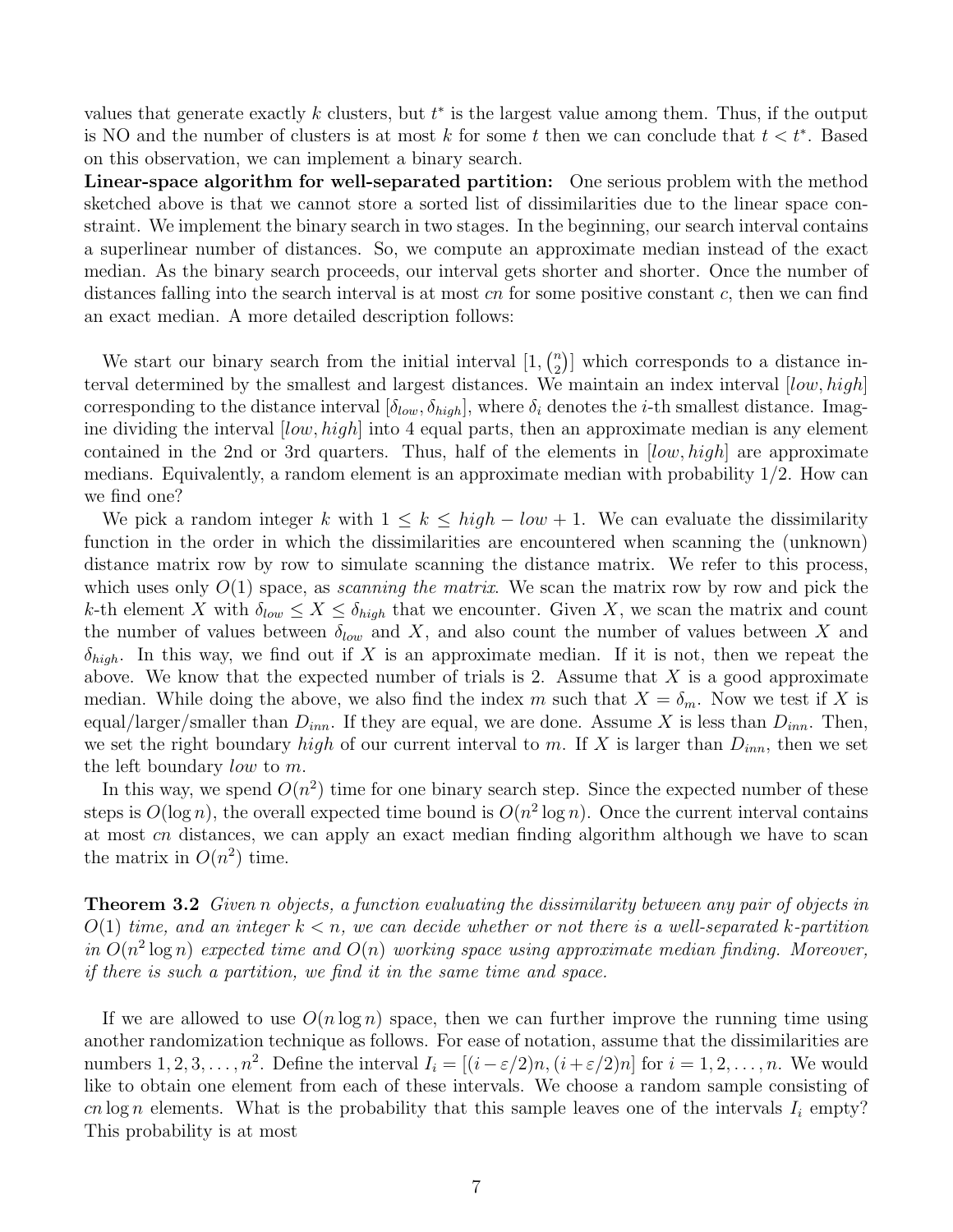values that generate exactly $k$ clusters, but $t^*$ is the largest value among them. Thus, if the output is NO and the number of clusters is at most $k$ for some $t$ then we can conclude that $t < t^*$. Based on this observation, we can implement a binary search.

**Linear-space algorithm for well-separated partition:** One serious problem with the method sketched above is that we cannot store a sorted list of dissimilarities due to the linear space constraint. We implement the binary search in two stages. In the beginning, our search interval contains a superlinear number of distances. So, we compute an approximate median instead of the exact median. As the binary search proceeds, our interval gets shorter and shorter. Once the number of distances falling into the search interval is at most $cn$ for some positive constant $c$, then we can find an exact median. A more detailed description follows:

We start our binary search from the initial interval $[1, \binom{n}{2}]$ which corresponds to a distance interval determined by the smallest and largest distances. We maintain an index interval $[low, high]$ corresponding to the distance interval $[\delta_{low}, \delta_{high}]$, where $\delta_i$ denotes the $i$-th smallest distance. Imagine dividing the interval $[low, high]$ into 4 equal parts, then an approximate median is any element contained in the 2nd or 3rd quarters. Thus, half of the elements in $[low, high]$ are approximate medians. Equivalently, a random element is an approximate median with probability 1/2. How can we find one?

We pick a random integer $k$ with $1 \leq k \leq high - low + 1$. We can evaluate the dissimilarity function in the order in which the dissimilarities are encountered when scanning the (unknown) distance matrix row by row to simulate scanning the distance matrix. We refer to this process, which uses only $O(1)$ space, as *scanning the matrix*. We scan the matrix row by row and pick the $k$-th element $X$ with $\delta_{low} \leq X \leq \delta_{high}$ that we encounter. Given $X$, we scan the matrix and count the number of values between $\delta_{low}$ and $X$, and also count the number of values between $X$ and $\delta_{high}$. In this way, we find out if $X$ is an approximate median. If it is not, then we repeat the above. We know that the expected number of trials is 2. Assume that $X$ is a good approximate median. While doing the above, we also find the index $m$ such that $X = \delta_m$. Now we test if $X$ is equal/larger/smaller than $D_{inn}$. If they are equal, we are done. Assume $X$ is less than $D_{inn}$. Then, we set the right boundary $high$ of our current interval to $m$. If $X$ is larger than $D_{inn}$, then we set the left boundary $low$ to $m$.

In this way, we spend $O(n^2)$ time for one binary search step. Since the expected number of these steps is $O(\log n)$, the overall expected time bound is $O(n^2 \log n)$. Once the current interval contains at most $cn$ distances, we can apply an exact median finding algorithm although we have to scan the matrix in $O(n^2)$ time.

**Theorem 3.2** *Given $n$ objects, a function evaluating the dissimilarity between any pair of objects in $O(1)$ time, and an integer $k < n$, we can decide whether or not there is a well-separated $k$-partition in $O(n^2 \log n)$ expected time and $O(n)$ working space using approximate median finding. Moreover, if there is such a partition, we find it in the same time and space.*

If we are allowed to use $O(n \log n)$ space, then we can further improve the running time using another randomization technique as follows. For ease of notation, assume that the dissimilarities are numbers $1, 2, 3, \ldots, n^2$. Define the interval $I_i = [(i - \varepsilon/2)n, (i + \varepsilon/2)n]$ for $i = 1, 2, \ldots, n$. We would like to obtain one element from each of these intervals. We choose a random sample consisting of $cn \log n$ elements. What is the probability that this sample leaves one of the intervals $I_i$ empty? This probability is at most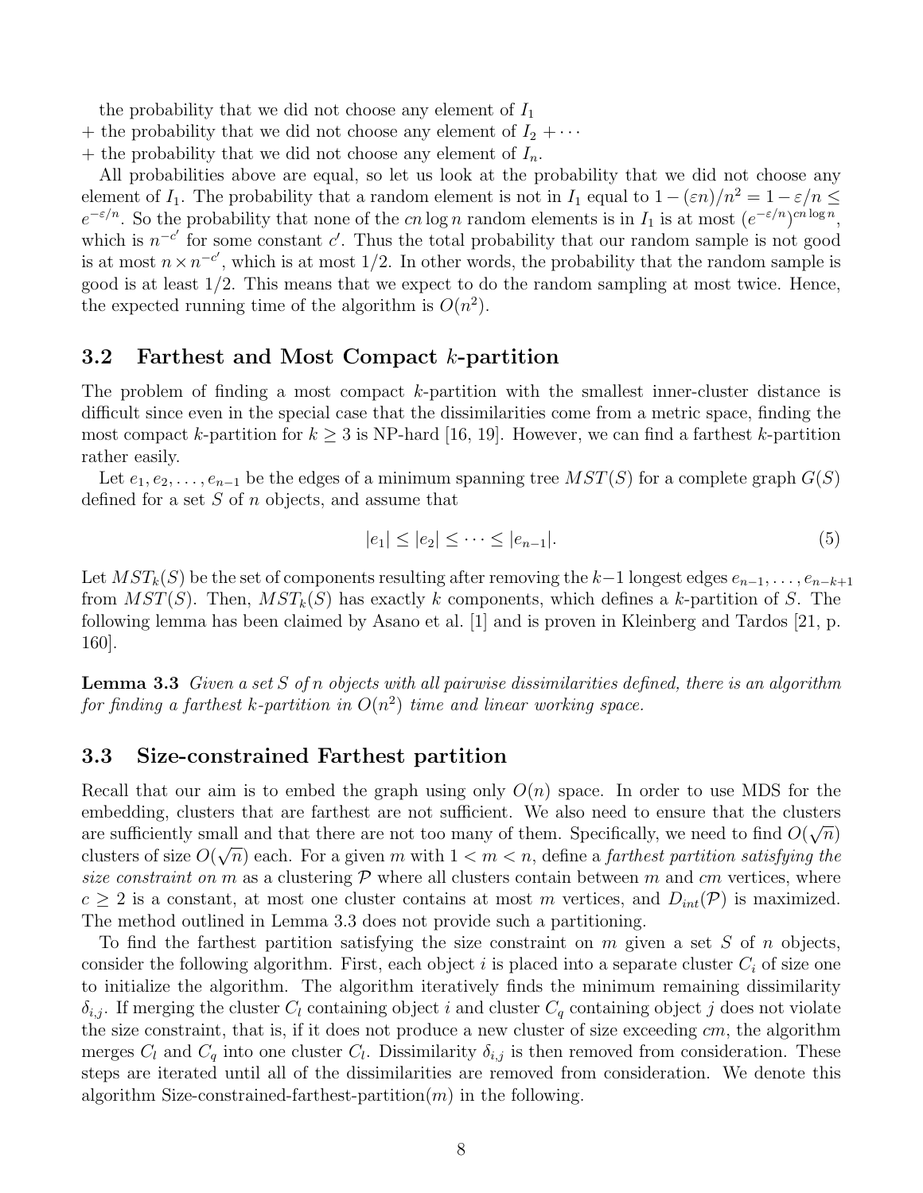the probability that we did not choose any element of $I_1$
+ the probability that we did not choose any element of $I_2$ + ⋯
+ the probability that we did not choose any element of $I_n$.

All probabilities above are equal, so let us look at the probability that we did not choose any element of $I_1$. The probability that a random element is not in $I_1$ equal to $1 - (\varepsilon n)/n^2 = 1 - \varepsilon/n \leq e^{-\varepsilon/n}$. So the probability that none of the $cn \log n$ random elements is in $I_1$ is at most $(e^{-\varepsilon/n})^{cn \log n}$, which is $n^{-c'}$ for some constant $c'$. Thus the total probability that our random sample is not good is at most $n \times n^{-c'}$, which is at most 1/2. In other words, the probability that the random sample is good is at least 1/2. This means that we expect to do the random sampling at most twice. Hence, the expected running time of the algorithm is $O(n^2)$.

## 3.2 Farthest and Most Compact $k$-partition

The problem of finding a most compact $k$-partition with the smallest inner-cluster distance is difficult since even in the special case that the dissimilarities come from a metric space, finding the most compact $k$-partition for $k \geq 3$ is NP-hard [16, 19]. However, we can find a farthest $k$-partition rather easily.

Let $e_1, e_2, \ldots, e_{n-1}$ be the edges of a minimum spanning tree $MST(S)$ for a complete graph $G(S)$ defined for a set $S$ of $n$ objects, and assume that

$$|e_1| \leq |e_2| \leq \cdots \leq |e_{n-1}|. \tag{5}$$

Let $MST_k(S)$ be the set of components resulting after removing the $k-1$ longest edges $e_{n-1}, \ldots, e_{n-k+1}$ from $MST(S)$. Then, $MST_k(S)$ has exactly $k$ components, which defines a $k$-partition of $S$. The following lemma has been claimed by Asano et al. [1] and is proven in Kleinberg and Tardos [21, p. 160].

**Lemma 3.3** *Given a set $S$ of $n$ objects with all pairwise dissimilarities defined, there is an algorithm for finding a farthest $k$-partition in $O(n^2)$ time and linear working space.*

## 3.3 Size-constrained Farthest partition

Recall that our aim is to embed the graph using only $O(n)$ space. In order to use MDS for the embedding, clusters that are farthest are not sufficient. We also need to ensure that the clusters are sufficiently small and that there are not too many of them. Specifically, we need to find $O(\sqrt{n})$ clusters of size $O(\sqrt{n})$ each. For a given $m$ with $1 < m < n$, define a *farthest partition satisfying the size constraint on* $m$ as a clustering $\mathcal{P}$ where all clusters contain between $m$ and $cm$ vertices, where $c \geq 2$ is a constant, at most one cluster contains at most $m$ vertices, and $D_{int}(\mathcal{P})$ is maximized. The method outlined in Lemma 3.3 does not provide such a partitioning.

To find the farthest partition satisfying the size constraint on $m$ given a set $S$ of $n$ objects, consider the following algorithm. First, each object $i$ is placed into a separate cluster $C_i$ of size one to initialize the algorithm. The algorithm iteratively finds the minimum remaining dissimilarity $\delta_{i,j}$. If merging the cluster $C_l$ containing object $i$ and cluster $C_q$ containing object $j$ does not violate the size constraint, that is, if it does not produce a new cluster of size exceeding $cm$, the algorithm merges $C_l$ and $C_q$ into one cluster $C_l$. Dissimilarity $\delta_{i,j}$ is then removed from consideration. These steps are iterated until all of the dissimilarities are removed from consideration. We denote this algorithm Size-constrained-farthest-partition($m$) in the following.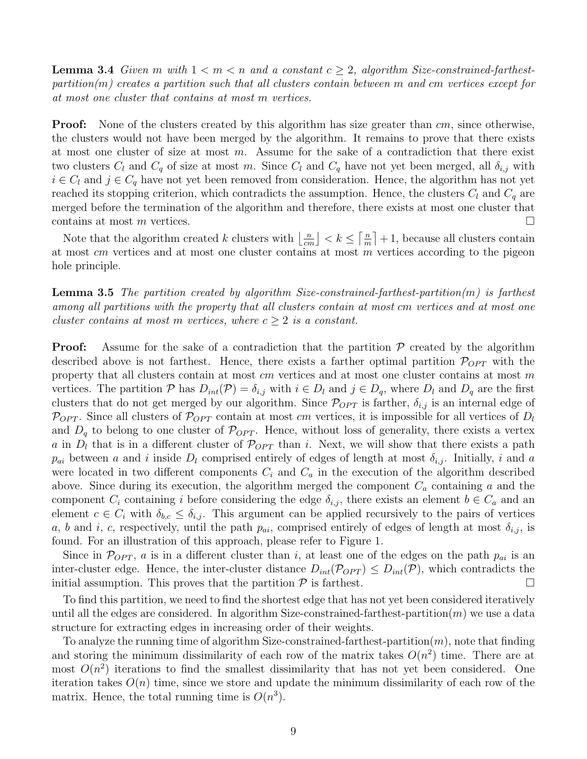**Lemma 3.4** *Given $m$ with $1 < m < n$ and a constant $c \geq 2$, algorithm Size-constrained-farthest-partition($m$) creates a partition such that all clusters contain between $m$ and $cm$ vertices except for at most one cluster that contains at most $m$ vertices.*

**Proof:** None of the clusters created by this algorithm has size greater than $cm$, since otherwise, the clusters would not have been merged by the algorithm. It remains to prove that there exists at most one cluster of size at most $m$. Assume for the sake of a contradiction that there exist two clusters $C_l$ and $C_q$ of size at most $m$. Since $C_l$ and $C_q$ have not yet been merged, all $\delta_{i,j}$ with $i \in C_l$ and $j \in C_q$ have not yet been removed from consideration. Hence, the algorithm has not yet reached its stopping criterion, which contradicts the assumption. Hence, the clusters $C_l$ and $C_q$ are merged before the termination of the algorithm and therefore, there exists at most one cluster that contains at most $m$ vertices. □

Note that the algorithm created $k$ clusters with $\lfloor \frac{n}{cm} \rfloor < k \leq \lceil \frac{n}{m} \rceil + 1$, because all clusters contain at most $cm$ vertices and at most one cluster contains at most $m$ vertices according to the pigeon hole principle.

**Lemma 3.5** *The partition created by algorithm Size-constrained-farthest-partition($m$) is farthest among all partitions with the property that all clusters contain at most $cm$ vertices and at most one cluster contains at most $m$ vertices, where $c \geq 2$ is a constant.*

**Proof:** Assume for the sake of a contradiction that the partition $\mathcal{P}$ created by the algorithm described above is not farthest. Hence, there exists a farther optimal partition $\mathcal{P}_{OPT}$ with the property that all clusters contain at most $cm$ vertices and at most one cluster contains at most $m$ vertices. The partition $\mathcal{P}$ has $D_{int}(\mathcal{P}) = \delta_{i,j}$ with $i \in D_l$ and $j \in D_q$, where $D_l$ and $D_q$ are the first clusters that do not get merged by our algorithm. Since $\mathcal{P}_{OPT}$ is farther, $\delta_{i,j}$ is an internal edge of $\mathcal{P}_{OPT}$. Since all clusters of $\mathcal{P}_{OPT}$ contain at most $cm$ vertices, it is impossible for all vertices of $D_l$ and $D_q$ to belong to one cluster of $\mathcal{P}_{OPT}$. Hence, without loss of generality, there exists a vertex $a$ in $D_l$ that is in a different cluster of $\mathcal{P}_{OPT}$ than $i$. Next, we will show that there exists a path $p_{ai}$ between $a$ and $i$ inside $D_l$ comprised entirely of edges of length at most $\delta_{i,j}$. Initially, $i$ and $a$ were located in two different components $C_i$ and $C_a$ in the execution of the algorithm described above. Since during its execution, the algorithm merged the component $C_a$ containing $a$ and the component $C_i$ containing $i$ before considering the edge $\delta_{i,j}$, there exists an element $b \in C_a$ and an element $c \in C_i$ with $\delta_{b,c} \leq \delta_{i,j}$. This argument can be applied recursively to the pairs of vertices $a$, $b$ and $i$, $c$, respectively, until the path $p_{ai}$, comprised entirely of edges of length at most $\delta_{i,j}$, is found. For an illustration of this approach, please refer to Figure 1.

Since in $\mathcal{P}_{OPT}$, $a$ is in a different cluster than $i$, at least one of the edges on the path $p_{ai}$ is an inter-cluster edge. Hence, the inter-cluster distance $D_{int}(\mathcal{P}_{OPT}) \leq D_{int}(\mathcal{P})$, which contradicts the initial assumption. This proves that the partition $\mathcal{P}$ is farthest. □

To find this partition, we need to find the shortest edge that has not yet been considered iteratively until all the edges are considered. In algorithm Size-constrained-farthest-partition($m$) we use a data structure for extracting edges in increasing order of their weights.

To analyze the running time of algorithm Size-constrained-farthest-partition($m$), note that finding and storing the minimum dissimilarity of each row of the matrix takes $O(n^2)$ time. There are at most $O(n^2)$ iterations to find the smallest dissimilarity that has not yet been considered. One iteration takes $O(n)$ time, since we store and update the minimum dissimilarity of each row of the matrix. Hence, the total running time is $O(n^3)$.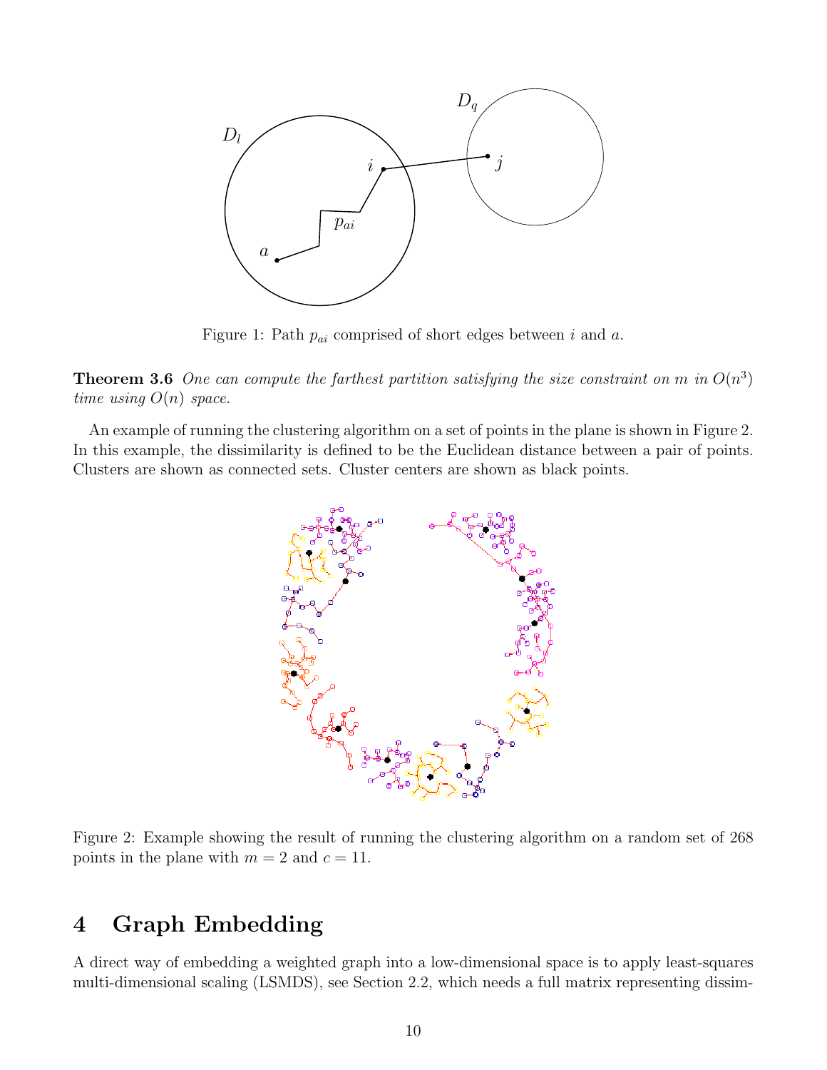Figure 1: Path $p_{ai}$ comprised of short edges between $i$ and $a$.

**Theorem 3.6** *One can compute the farthest partition satisfying the size constraint on $m$ in $O(n^3)$ time using $O(n)$ space.*

An example of running the clustering algorithm on a set of points in the plane is shown in Figure 2. In this example, the dissimilarity is defined to be the Euclidean distance between a pair of points. Clusters are shown as connected sets. Cluster centers are shown as black points.

Figure 2: Example showing the result of running the clustering algorithm on a random set of 268 points in the plane with $m = 2$ and $c = 11$.

# 4 Graph Embedding

A direct way of embedding a weighted graph into a low-dimensional space is to apply least-squares multi-dimensional scaling (LSMDS), see Section 2.2, which needs a full matrix representing dissim-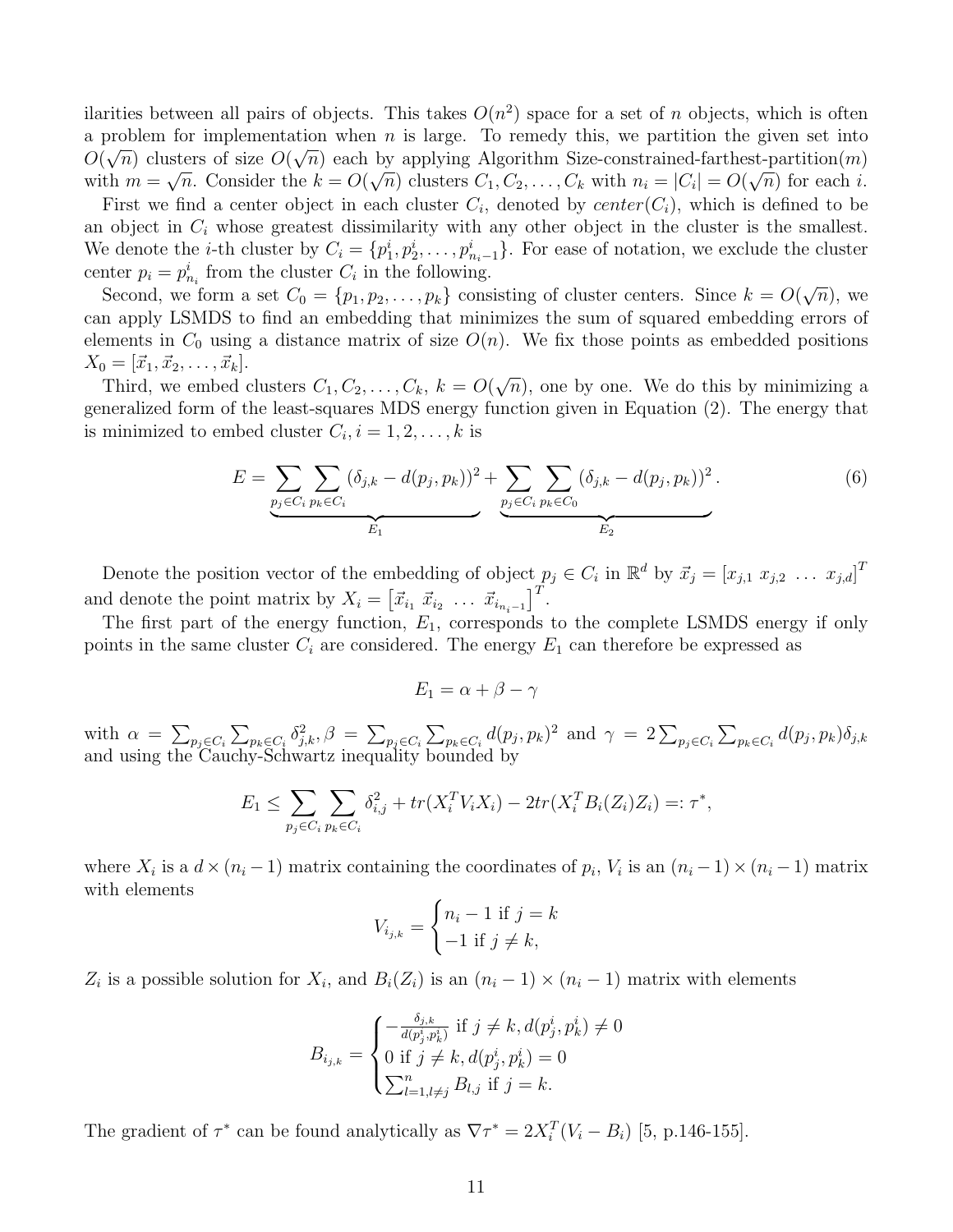ilarities between all pairs of objects. This takes $O(n^2)$ space for a set of $n$ objects, which is often a problem for implementation when $n$ is large. To remedy this, we partition the given set into $O(\sqrt{n})$ clusters of size $O(\sqrt{n})$ each by applying Algorithm Size-constrained-farthest-partition($m$) with $m = \sqrt{n}$. Consider the $k = O(\sqrt{n})$ clusters $C_1, C_2, \ldots, C_k$ with $n_i = |C_i| = O(\sqrt{n})$ for each $i$.

First we find a center object in each cluster $C_i$, denoted by $center(C_i)$, which is defined to be an object in $C_i$ whose greatest dissimilarity with any other object in the cluster is the smallest. We denote the $i$-th cluster by $C_i = \{p_1^i, p_2^i, \ldots, p_{n_i-1}^i\}$. For ease of notation, we exclude the cluster center $p_i = p_{n_i}^i$ from the cluster $C_i$ in the following.

Second, we form a set $C_0 = \{p_1, p_2, \ldots, p_k\}$ consisting of cluster centers. Since $k = O(\sqrt{n})$, we can apply LSMDS to find an embedding that minimizes the sum of squared embedding errors of elements in $C_0$ using a distance matrix of size $O(n)$. We fix those points as embedded positions $X_0 = [\vec{x}_1, \vec{x}_2, \ldots, \vec{x}_k]$.

Third, we embed clusters $C_1, C_2, \ldots, C_k$, $k = O(\sqrt{n})$, one by one. We do this by minimizing a generalized form of the least-squares MDS energy function given in Equation (2). The energy that is minimized to embed cluster $C_i, i = 1, 2, \ldots, k$ is

$$E = \underbrace{\sum_{p_j \in C_i} \sum_{p_k \in C_i} (\delta_{j,k} - d(p_j, p_k))^2}_{E_1} + \underbrace{\sum_{p_j \in C_i} \sum_{p_k \in C_0} (\delta_{j,k} - d(p_j, p_k))^2}_{E_2}. \tag{6}$$

Denote the position vector of the embedding of object $p_j \in C_i$ in $\mathbb{R}^d$ by $\vec{x}_j = [x_{j,1}\ x_{j,2}\ \ldots\ x_{j,d}]^T$ and denote the point matrix by $X_i = \left[\vec{x}_{i_1}\ \vec{x}_{i_2}\ \ldots\ \vec{x}_{i_{n_i-1}}\right]^T$.

The first part of the energy function, $E_1$, corresponds to the complete LSMDS energy if only points in the same cluster $C_i$ are considered. The energy $E_1$ can therefore be expressed as

$$E_1 = \alpha + \beta - \gamma$$

with $\alpha = \sum_{p_j \in C_i} \sum_{p_k \in C_i} \delta_{j,k}^2, \beta = \sum_{p_j \in C_i} \sum_{p_k \in C_i} d(p_j, p_k)^2$ and $\gamma = 2 \sum_{p_j \in C_i} \sum_{p_k \in C_i} d(p_j, p_k)\delta_{j,k}$ and using the Cauchy-Schwartz inequality bounded by

$$E_1 \leq \sum_{p_j \in C_i} \sum_{p_k \in C_i} \delta_{i,j}^2 + tr(X_i^T V_i X_i) - 2tr(X_i^T B_i(Z_i) Z_i) =: \tau^*,$$

where $X_i$ is a $d \times (n_i - 1)$ matrix containing the coordinates of $p_i$, $V_i$ is an $(n_i - 1) \times (n_i - 1)$ matrix with elements

$$V_{i_{j,k}} = \begin{cases} n_i - 1 \text{ if } j = k \\ -1 \text{ if } j \neq k, \end{cases}$$

$Z_i$ is a possible solution for $X_i$, and $B_i(Z_i)$ is an $(n_i - 1) \times (n_i - 1)$ matrix with elements

$$B_{i_{j,k}} = \begin{cases} -\frac{\delta_{j,k}}{d(p_j^i, p_k^i)} \text{ if } j \neq k, d(p_j^i, p_k^i) \neq 0 \\ 0 \text{ if } j \neq k, d(p_j^i, p_k^i) = 0 \\ \sum_{l=1, l \neq j}^{n} B_{l,j} \text{ if } j = k. \end{cases}$$

The gradient of $\tau^*$ can be found analytically as $\nabla\tau^* = 2X_i^T(V_i - B_i)$ [5, p.146-155].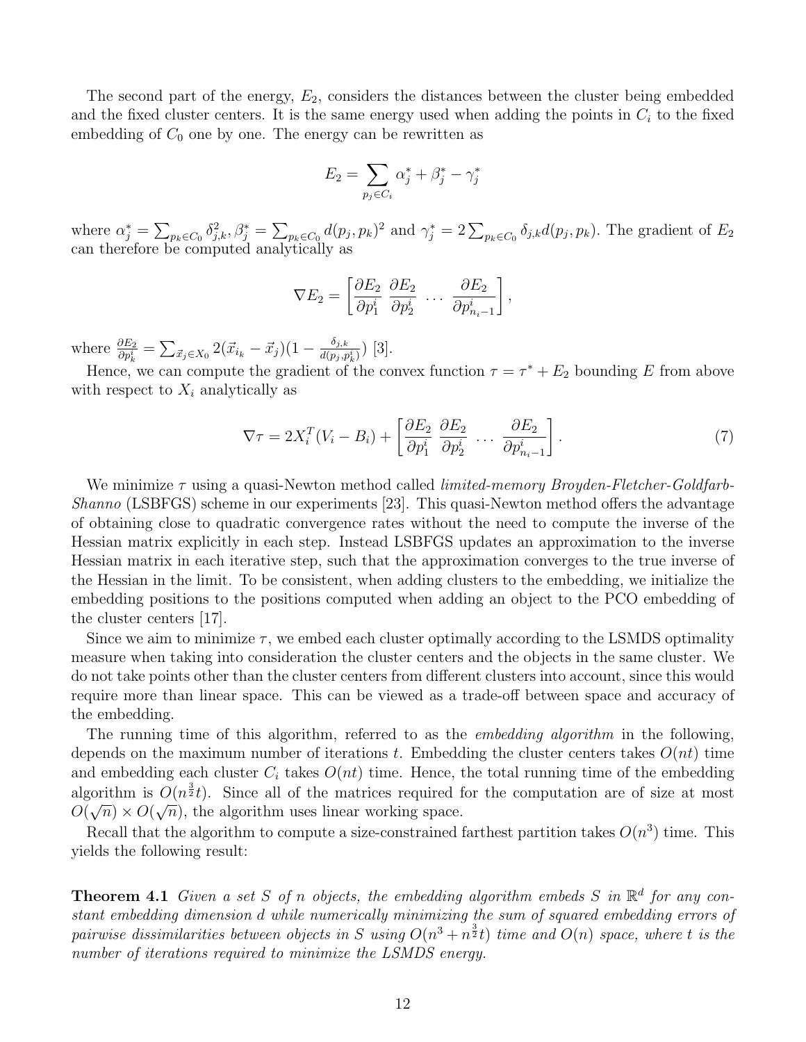The second part of the energy, $E_2$, considers the distances between the cluster being embedded and the fixed cluster centers. It is the same energy used when adding the points in $C_i$ to the fixed embedding of $C_0$ one by one. The energy can be rewritten as

$$E_2 = \sum_{p_j \in C_i} \alpha_j^* + \beta_j^* - \gamma_j^*$$

where $\alpha_j^* = \sum_{p_k \in C_0} \delta_{j,k}^2$, $\beta_j^* = \sum_{p_k \in C_0} d(p_j, p_k)^2$ and $\gamma_j^* = 2 \sum_{p_k \in C_0} \delta_{j,k} d(p_j, p_k)$. The gradient of $E_2$ can therefore be computed analytically as

$$\nabla E_2 = \left[ \frac{\partial E_2}{\partial p_1^i} \; \frac{\partial E_2}{\partial p_2^i} \; \cdots \; \frac{\partial E_2}{\partial p_{n_i-1}^i} \right],$$

where $\frac{\partial E_2}{\partial p_k^i} = \sum_{\vec{x}_j \in X_0} 2(\vec{x}_{i_k} - \vec{x}_j)(1 - \frac{\delta_{j,k}}{d(p_j, p_k^i)})$ [3].

Hence, we can compute the gradient of the convex function $\tau = \tau^* + E_2$ bounding $E$ from above with respect to $X_i$ analytically as

$$\nabla \tau = 2X_i^T(V_i - B_i) + \left[ \frac{\partial E_2}{\partial p_1^i} \; \frac{\partial E_2}{\partial p_2^i} \; \cdots \; \frac{\partial E_2}{\partial p_{n_i-1}^i} \right]. \tag{7}$$

We minimize $\tau$ using a quasi-Newton method called *limited-memory Broyden-Fletcher-Goldfarb-Shanno* (LSBFGS) scheme in our experiments [23]. This quasi-Newton method offers the advantage of obtaining close to quadratic convergence rates without the need to compute the inverse of the Hessian matrix explicitly in each step. Instead LSBFGS updates an approximation to the inverse Hessian matrix in each iterative step, such that the approximation converges to the true inverse of the Hessian in the limit. To be consistent, when adding clusters to the embedding, we initialize the embedding positions to the positions computed when adding an object to the PCO embedding of the cluster centers [17].

Since we aim to minimize $\tau$, we embed each cluster optimally according to the LSMDS optimality measure when taking into consideration the cluster centers and the objects in the same cluster. We do not take points other than the cluster centers from different clusters into account, since this would require more than linear space. This can be viewed as a trade-off between space and accuracy of the embedding.

The running time of this algorithm, referred to as the *embedding algorithm* in the following, depends on the maximum number of iterations $t$. Embedding the cluster centers takes $O(nt)$ time and embedding each cluster $C_i$ takes $O(nt)$ time. Hence, the total running time of the embedding algorithm is $O(n^{\frac{3}{2}}t)$. Since all of the matrices required for the computation are of size at most $O(\sqrt{n}) \times O(\sqrt{n})$, the algorithm uses linear working space.

Recall that the algorithm to compute a size-constrained farthest partition takes $O(n^3)$ time. This yields the following result:

**Theorem 4.1** *Given a set $S$ of $n$ objects, the embedding algorithm embeds $S$ in $\mathbb{R}^d$ for any constant embedding dimension $d$ while numerically minimizing the sum of squared embedding errors of pairwise dissimilarities between objects in $S$ using $O(n^3 + n^{\frac{3}{2}}t)$ time and $O(n)$ space, where $t$ is the number of iterations required to minimize the LSMDS energy.*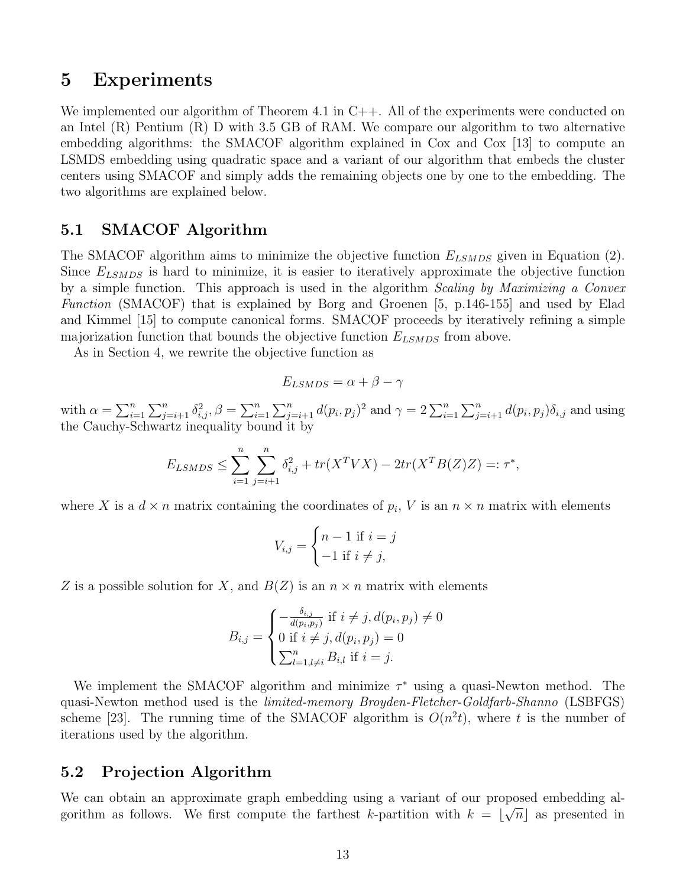# 5 Experiments

We implemented our algorithm of Theorem 4.1 in C++. All of the experiments were conducted on an Intel (R) Pentium (R) D with 3.5 GB of RAM. We compare our algorithm to two alternative embedding algorithms: the SMACOF algorithm explained in Cox and Cox [13] to compute an LSMDS embedding using quadratic space and a variant of our algorithm that embeds the cluster centers using SMACOF and simply adds the remaining objects one by one to the embedding. The two algorithms are explained below.

## 5.1 SMACOF Algorithm

The SMACOF algorithm aims to minimize the objective function $E_{LSMDS}$ given in Equation (2). Since $E_{LSMDS}$ is hard to minimize, it is easier to iteratively approximate the objective function by a simple function. This approach is used in the algorithm *Scaling by Maximizing a Convex Function* (SMACOF) that is explained by Borg and Groenen [5, p.146-155] and used by Elad and Kimmel [15] to compute canonical forms. SMACOF proceeds by iteratively refining a simple majorization function that bounds the objective function $E_{LSMDS}$ from above.

As in Section 4, we rewrite the objective function as

$$E_{LSMDS} = \alpha + \beta - \gamma$$

with $\alpha = \sum_{i=1}^{n} \sum_{j=i+1}^{n} \delta_{i,j}^2$, $\beta = \sum_{i=1}^{n} \sum_{j=i+1}^{n} d(p_i, p_j)^2$ and $\gamma = 2 \sum_{i=1}^{n} \sum_{j=i+1}^{n} d(p_i, p_j)\delta_{i,j}$ and using the Cauchy-Schwartz inequality bound it by

$$E_{LSMDS} \leq \sum_{i=1}^{n} \sum_{j=i+1}^{n} \delta_{i,j}^2 + tr(X^T V X) - 2tr(X^T B(Z) Z) =: \tau^*,$$

where $X$ is a $d \times n$ matrix containing the coordinates of $p_i$, $V$ is an $n \times n$ matrix with elements

$$V_{i,j} = \begin{cases} n-1 \text{ if } i = j \\ -1 \text{ if } i \neq j, \end{cases}$$

$Z$ is a possible solution for $X$, and $B(Z)$ is an $n \times n$ matrix with elements

$$B_{i,j} = \begin{cases} -\frac{\delta_{i,j}}{d(p_i,p_j)} \text{ if } i \neq j, d(p_i, p_j) \neq 0 \\ 0 \text{ if } i \neq j, d(p_i, p_j) = 0 \\ \sum_{l=1, l \neq i}^{n} B_{i,l} \text{ if } i = j. \end{cases}$$

We implement the SMACOF algorithm and minimize $\tau^*$ using a quasi-Newton method. The quasi-Newton method used is the *limited-memory Broyden-Fletcher-Goldfarb-Shanno* (LSBFGS) scheme [23]. The running time of the SMACOF algorithm is $O(n^2 t)$, where $t$ is the number of iterations used by the algorithm.

## 5.2 Projection Algorithm

We can obtain an approximate graph embedding using a variant of our proposed embedding algorithm as follows. We first compute the farthest $k$-partition with $k = \lfloor \sqrt{n} \rfloor$ as presented in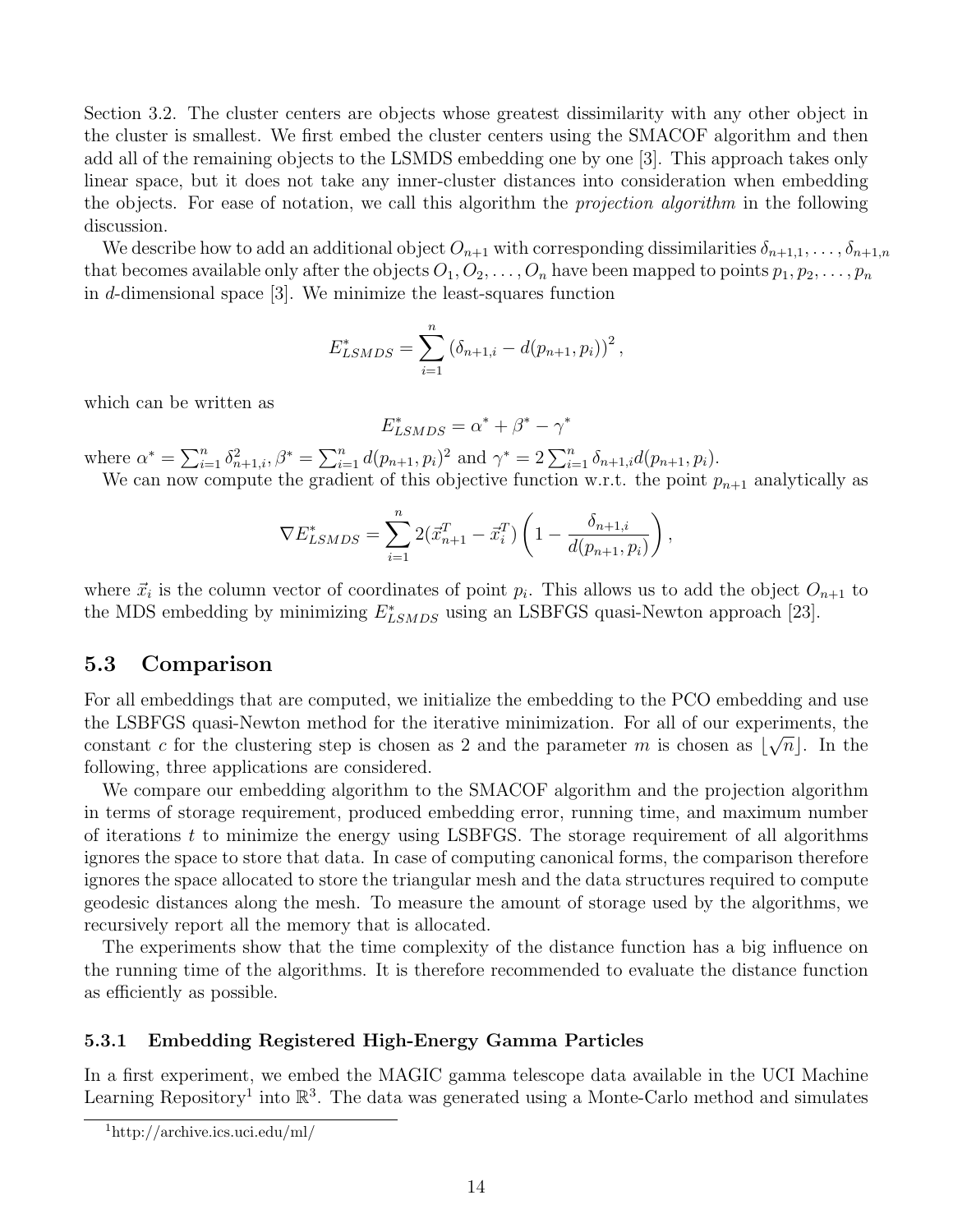Section 3.2. The cluster centers are objects whose greatest dissimilarity with any other object in the cluster is smallest. We first embed the cluster centers using the SMACOF algorithm and then add all of the remaining objects to the LSMDS embedding one by one [3]. This approach takes only linear space, but it does not take any inner-cluster distances into consideration when embedding the objects. For ease of notation, we call this algorithm the *projection algorithm* in the following discussion.

We describe how to add an additional object $O_{n+1}$ with corresponding dissimilarities $\delta_{n+1,1}, \ldots, \delta_{n+1,n}$ that becomes available only after the objects $O_1, O_2, \ldots, O_n$ have been mapped to points $p_1, p_2, \ldots, p_n$ in $d$-dimensional space [3]. We minimize the least-squares function

$$E^*_{LSMDS} = \sum_{i=1}^{n} \left(\delta_{n+1,i} - d(p_{n+1}, p_i)\right)^2,$$

which can be written as

$$E^*_{LSMDS} = \alpha^* + \beta^* - \gamma^*$$

where $\alpha^* = \sum_{i=1}^{n} \delta^2_{n+1,i}$, $\beta^* = \sum_{i=1}^{n} d(p_{n+1}, p_i)^2$ and $\gamma^* = 2\sum_{i=1}^{n} \delta_{n+1,i} d(p_{n+1}, p_i)$.

We can now compute the gradient of this objective function w.r.t. the point $p_{n+1}$ analytically as

$$\nabla E^*_{LSMDS} = \sum_{i=1}^{n} 2(\vec{x}^T_{n+1} - \vec{x}^T_i)\left(1 - \frac{\delta_{n+1,i}}{d(p_{n+1}, p_i)}\right),$$

where $\vec{x}_i$ is the column vector of coordinates of point $p_i$. This allows us to add the object $O_{n+1}$ to the MDS embedding by minimizing $E^*_{LSMDS}$ using an LSBFGS quasi-Newton approach [23].

## 5.3 Comparison

For all embeddings that are computed, we initialize the embedding to the PCO embedding and use the LSBFGS quasi-Newton method for the iterative minimization. For all of our experiments, the constant $c$ for the clustering step is chosen as 2 and the parameter $m$ is chosen as $\lfloor \sqrt{n} \rfloor$. In the following, three applications are considered.

We compare our embedding algorithm to the SMACOF algorithm and the projection algorithm in terms of storage requirement, produced embedding error, running time, and maximum number of iterations $t$ to minimize the energy using LSBFGS. The storage requirement of all algorithms ignores the space to store that data. In case of computing canonical forms, the comparison therefore ignores the space allocated to store the triangular mesh and the data structures required to compute geodesic distances along the mesh. To measure the amount of storage used by the algorithms, we recursively report all the memory that is allocated.

The experiments show that the time complexity of the distance function has a big influence on the running time of the algorithms. It is therefore recommended to evaluate the distance function as efficiently as possible.

### 5.3.1 Embedding Registered High-Energy Gamma Particles

In a first experiment, we embed the MAGIC gamma telescope data available in the UCI Machine Learning Repository[1] into $\mathbb{R}^3$. The data was generated using a Monte-Carlo method and simulates

[1] http://archive.ics.uci.edu/ml/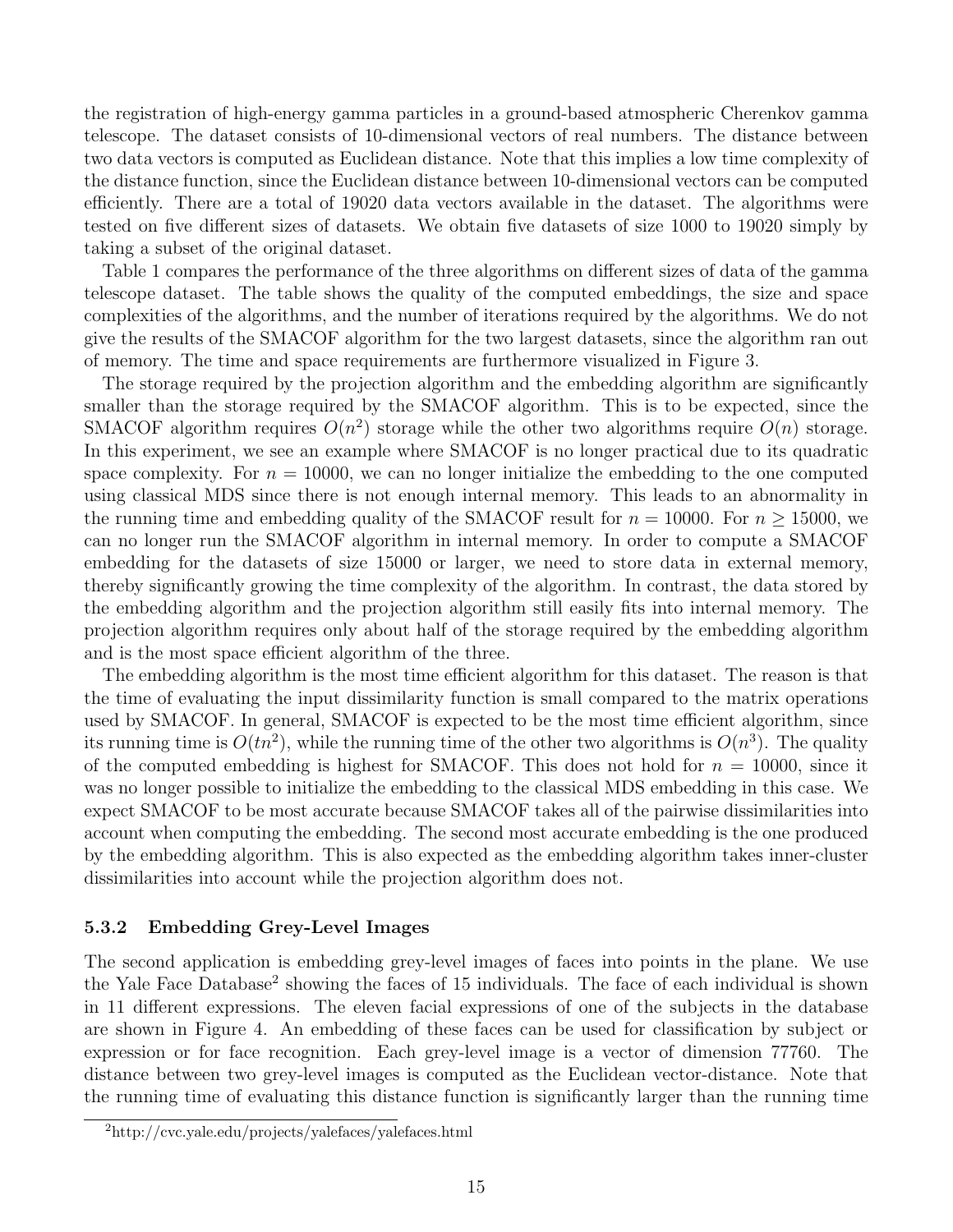the registration of high-energy gamma particles in a ground-based atmospheric Cherenkov gamma telescope. The dataset consists of 10-dimensional vectors of real numbers. The distance between two data vectors is computed as Euclidean distance. Note that this implies a low time complexity of the distance function, since the Euclidean distance between 10-dimensional vectors can be computed efficiently. There are a total of 19020 data vectors available in the dataset. The algorithms were tested on five different sizes of datasets. We obtain five datasets of size 1000 to 19020 simply by taking a subset of the original dataset.

Table 1 compares the performance of the three algorithms on different sizes of data of the gamma telescope dataset. The table shows the quality of the computed embeddings, the size and space complexities of the algorithms, and the number of iterations required by the algorithms. We do not give the results of the SMACOF algorithm for the two largest datasets, since the algorithm ran out of memory. The time and space requirements are furthermore visualized in Figure 3.

The storage required by the projection algorithm and the embedding algorithm are significantly smaller than the storage required by the SMACOF algorithm. This is to be expected, since the SMACOF algorithm requires $O(n^2)$ storage while the other two algorithms require $O(n)$ storage. In this experiment, we see an example where SMACOF is no longer practical due to its quadratic space complexity. For $n = 10000$, we can no longer initialize the embedding to the one computed using classical MDS since there is not enough internal memory. This leads to an abnormality in the running time and embedding quality of the SMACOF result for $n = 10000$. For $n \geq 15000$, we can no longer run the SMACOF algorithm in internal memory. In order to compute a SMACOF embedding for the datasets of size 15000 or larger, we need to store data in external memory, thereby significantly growing the time complexity of the algorithm. In contrast, the data stored by the embedding algorithm and the projection algorithm still easily fits into internal memory. The projection algorithm requires only about half of the storage required by the embedding algorithm and is the most space efficient algorithm of the three.

The embedding algorithm is the most time efficient algorithm for this dataset. The reason is that the time of evaluating the input dissimilarity function is small compared to the matrix operations used by SMACOF. In general, SMACOF is expected to be the most time efficient algorithm, since its running time is $O(tn^2)$, while the running time of the other two algorithms is $O(n^3)$. The quality of the computed embedding is highest for SMACOF. This does not hold for $n = 10000$, since it was no longer possible to initialize the embedding to the classical MDS embedding in this case. We expect SMACOF to be most accurate because SMACOF takes all of the pairwise dissimilarities into account when computing the embedding. The second most accurate embedding is the one produced by the embedding algorithm. This is also expected as the embedding algorithm takes inner-cluster dissimilarities into account while the projection algorithm does not.

### 5.3.2 Embedding Grey-Level Images

The second application is embedding grey-level images of faces into points in the plane. We use the Yale Face Database[2] showing the faces of 15 individuals. The face of each individual is shown in 11 different expressions. The eleven facial expressions of one of the subjects in the database are shown in Figure 4. An embedding of these faces can be used for classification by subject or expression or for face recognition. Each grey-level image is a vector of dimension 77760. The distance between two grey-level images is computed as the Euclidean vector-distance. Note that the running time of evaluating this distance function is significantly larger than the running time

[2] http://cvc.yale.edu/projects/yalefaces/yalefaces.html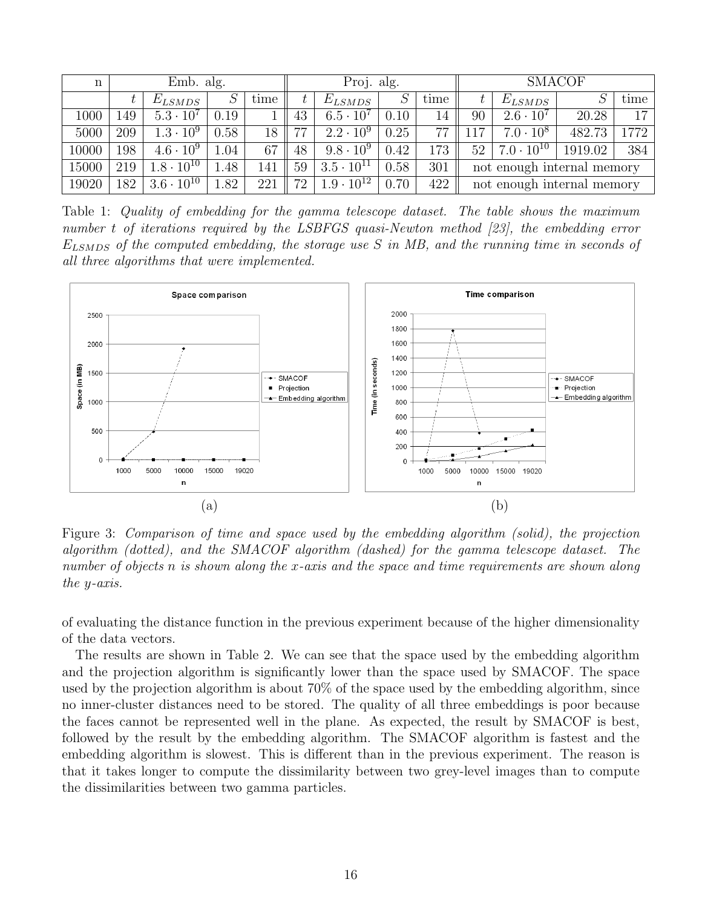| n | Emb. alg. | | | | Proj. alg. | | | | SMACOF | | | |
|---|---|---|---|---|---|---|---|---|---|---|---|---|
| | $t$ | $E_{LSMDS}$ | $S$ | time | $t$ | $E_{LSMDS}$ | $S$ | time | $t$ | $E_{LSMDS}$ | $S$ | time |
| 1000 | 149 | $5.3 \cdot 10^7$ | 0.19 | 1 | 43 | $6.5 \cdot 10^7$ | 0.10 | 14 | 90 | $2.6 \cdot 10^7$ | 20.28 | 17 |
| 5000 | 209 | $1.3 \cdot 10^9$ | 0.58 | 18 | 77 | $2.2 \cdot 10^9$ | 0.25 | 77 | 117 | $7.0 \cdot 10^8$ | 482.73 | 1772 |
| 10000 | 198 | $4.6 \cdot 10^9$ | 1.04 | 67 | 48 | $9.8 \cdot 10^9$ | 0.42 | 173 | 52 | $7.0 \cdot 10^{10}$ | 1919.02 | 384 |
| 15000 | 219 | $1.8 \cdot 10^{10}$ | 1.48 | 141 | 59 | $3.5 \cdot 10^{11}$ | 0.58 | 301 | not enough internal memory | | | |
| 19020 | 182 | $3.6 \cdot 10^{10}$ | 1.82 | 221 | 72 | $1.9 \cdot 10^{12}$ | 0.70 | 422 | not enough internal memory | | | |

Table 1: *Quality of embedding for the gamma telescope dataset. The table shows the maximum number $t$ of iterations required by the LSBFGS quasi-Newton method [23], the embedding error $E_{LSMDS}$ of the computed embedding, the storage use $S$ in MB, and the running time in seconds of all three algorithms that were implemented.*

(a) (b)

Figure 3: *Comparison of time and space used by the embedding algorithm (solid), the projection algorithm (dotted), and the SMACOF algorithm (dashed) for the gamma telescope dataset. The number of objects $n$ is shown along the $x$-axis and the space and time requirements are shown along the $y$-axis.*

of evaluating the distance function in the previous experiment because of the higher dimensionality of the data vectors.

The results are shown in Table 2. We can see that the space used by the embedding algorithm and the projection algorithm is significantly lower than the space used by SMACOF. The space used by the projection algorithm is about 70% of the space used by the embedding algorithm, since no inner-cluster distances need to be stored. The quality of all three embeddings is poor because the faces cannot be represented well in the plane. As expected, the result by SMACOF is best, followed by the result by the embedding algorithm. The SMACOF algorithm is fastest and the embedding algorithm is slowest. This is different than in the previous experiment. The reason is that it takes longer to compute the dissimilarity between two grey-level images than to compute the dissimilarities between two gamma particles.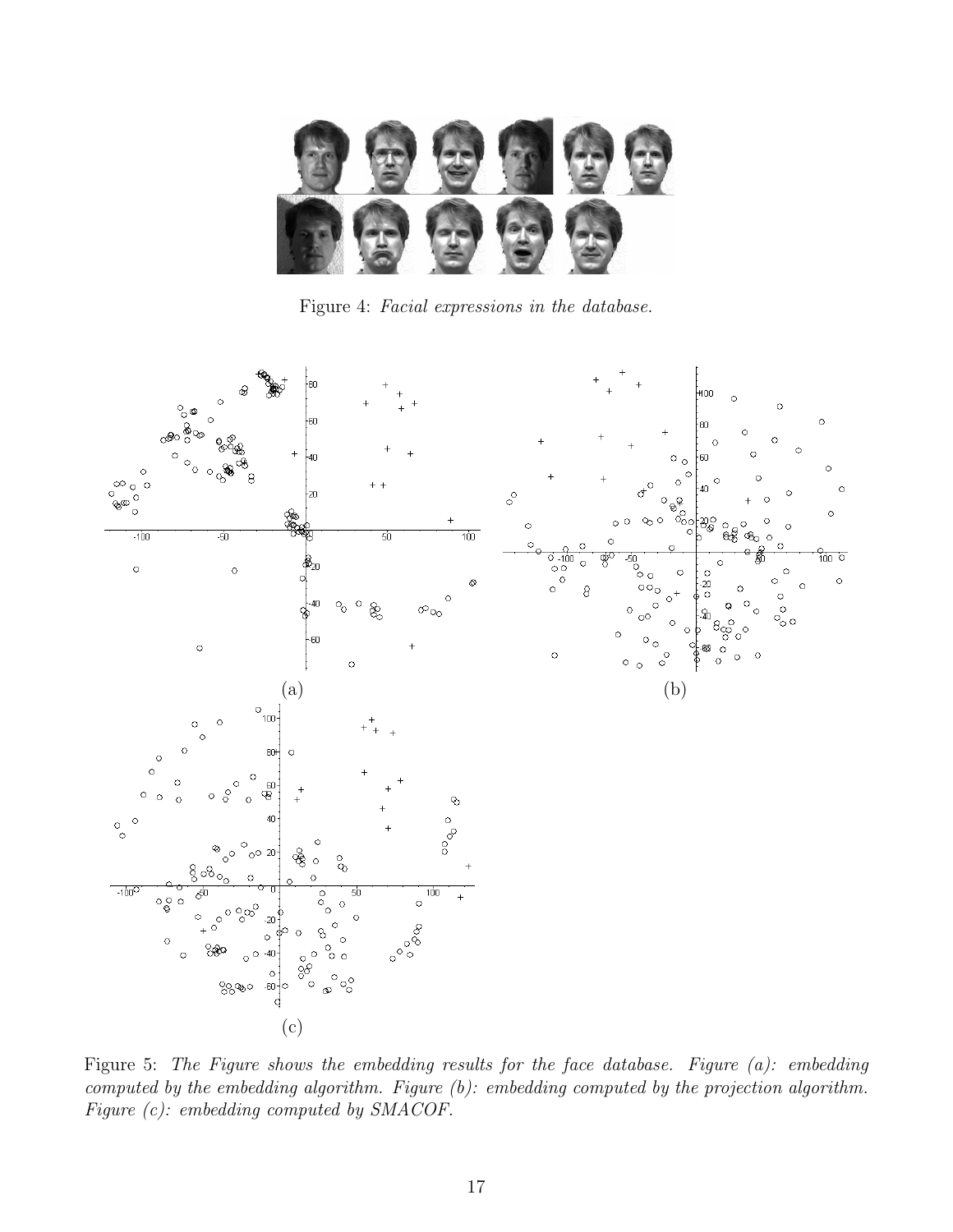Figure 4: *Facial expressions in the database.*

(a)

(b)

(c)

Figure 5: *The Figure shows the embedding results for the face database. Figure (a): embedding computed by the embedding algorithm. Figure (b): embedding computed by the projection algorithm. Figure (c): embedding computed by SMACOF.*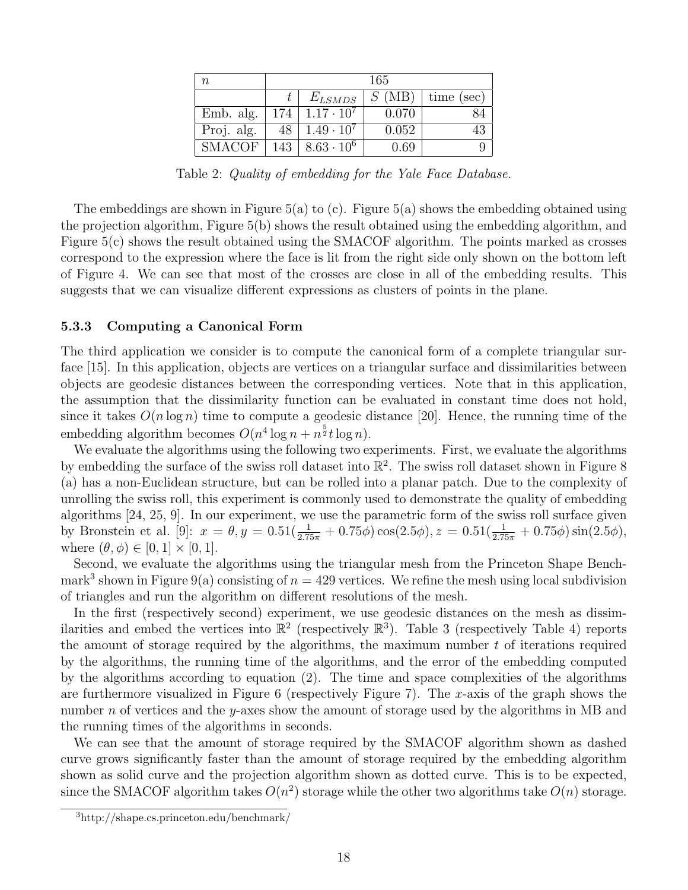| $n$ | 165 | | | |
|---|---|---|---|---|
| | $t$ | $E_{LSMDS}$ | $S$ (MB) | time (sec) |
| Emb. alg. | 174 | $1.17 \cdot 10^7$ | 0.070 | 84 |
| Proj. alg. | 48 | $1.49 \cdot 10^7$ | 0.052 | 43 |
| SMACOF | 143 | $8.63 \cdot 10^6$ | 0.69 | 9 |

Table 2: *Quality of embedding for the Yale Face Database.*

The embeddings are shown in Figure 5(a) to (c). Figure 5(a) shows the embedding obtained using the projection algorithm, Figure 5(b) shows the result obtained using the embedding algorithm, and Figure 5(c) shows the result obtained using the SMACOF algorithm. The points marked as crosses correspond to the expression where the face is lit from the right side only shown on the bottom left of Figure 4. We can see that most of the crosses are close in all of the embedding results. This suggests that we can visualize different expressions as clusters of points in the plane.

### 5.3.3 Computing a Canonical Form

The third application we consider is to compute the canonical form of a complete triangular surface [15]. In this application, objects are vertices on a triangular surface and dissimilarities between objects are geodesic distances between the corresponding vertices. Note that in this application, the assumption that the dissimilarity function can be evaluated in constant time does not hold, since it takes $O(n \log n)$ time to compute a geodesic distance [20]. Hence, the running time of the embedding algorithm becomes $O(n^4 \log n + n^{\frac{5}{2}} t \log n)$.

We evaluate the algorithms using the following two experiments. First, we evaluate the algorithms by embedding the surface of the swiss roll dataset into $\mathbb{R}^2$. The swiss roll dataset shown in Figure 8 (a) has a non-Euclidean structure, but can be rolled into a planar patch. Due to the complexity of unrolling the swiss roll, this experiment is commonly used to demonstrate the quality of embedding algorithms [24, 25, 9]. In our experiment, we use the parametric form of the swiss roll surface given by Bronstein et al. [9]: $x = \theta, y = 0.51(\frac{1}{2.75\pi} + 0.75\phi)\cos(2.5\phi), z = 0.51(\frac{1}{2.75\pi} + 0.75\phi)\sin(2.5\phi)$, where $(\theta, \phi) \in [0, 1] \times [0, 1]$.

Second, we evaluate the algorithms using the triangular mesh from the Princeton Shape Benchmark[3] shown in Figure 9(a) consisting of $n = 429$ vertices. We refine the mesh using local subdivision of triangles and run the algorithm on different resolutions of the mesh.

In the first (respectively second) experiment, we use geodesic distances on the mesh as dissimilarities and embed the vertices into $\mathbb{R}^2$ (respectively $\mathbb{R}^3$). Table 3 (respectively Table 4) reports the amount of storage required by the algorithms, the maximum number $t$ of iterations required by the algorithms, the running time of the algorithms, and the error of the embedding computed by the algorithms according to equation (2). The time and space complexities of the algorithms are furthermore visualized in Figure 6 (respectively Figure 7). The $x$-axis of the graph shows the number $n$ of vertices and the $y$-axes show the amount of storage used by the algorithms in MB and the running times of the algorithms in seconds.

We can see that the amount of storage required by the SMACOF algorithm shown as dashed curve grows significantly faster than the amount of storage required by the embedding algorithm shown as solid curve and the projection algorithm shown as dotted curve. This is to be expected, since the SMACOF algorithm takes $O(n^2)$ storage while the other two algorithms take $O(n)$ storage.

[3] http://shape.cs.princeton.edu/benchmark/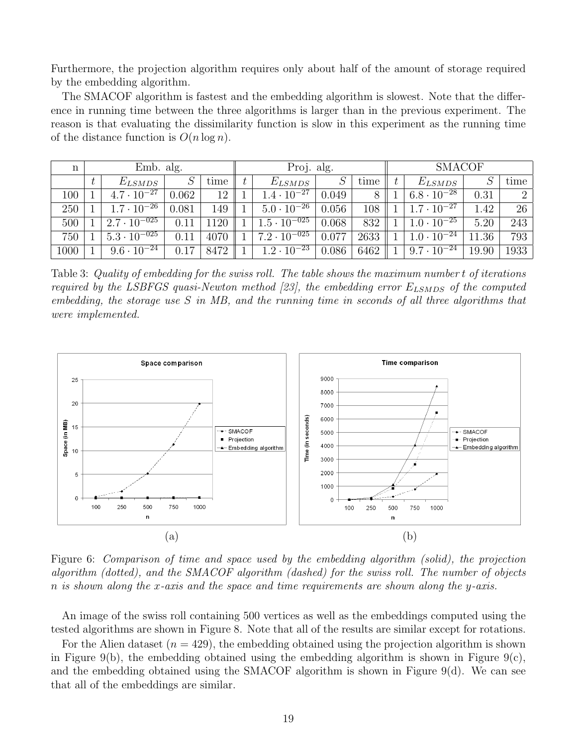Furthermore, the projection algorithm requires only about half of the amount of storage required by the embedding algorithm.

The SMACOF algorithm is fastest and the embedding algorithm is slowest. Note that the difference in running time between the three algorithms is larger than in the previous experiment. The reason is that evaluating the dissimilarity function is slow in this experiment as the running time of the distance function is $O(n \log n)$.

| n | Emb. alg. | | | | Proj. alg. | | | | SMACOF | | | |
|---|---|---|---|---|---|---|---|---|---|---|---|---|
| | $t$ | $E_{LSMDS}$ | $S$ | time | $t$ | $E_{LSMDS}$ | $S$ | time | $t$ | $E_{LSMDS}$ | $S$ | time |
| 100 | 1 | $4.7 \cdot 10^{-27}$ | 0.062 | 12 | 1 | $1.4 \cdot 10^{-27}$ | 0.049 | 8 | 1 | $6.8 \cdot 10^{-28}$ | 0.31 | 2 |
| 250 | 1 | $1.7 \cdot 10^{-26}$ | 0.081 | 149 | 1 | $5.0 \cdot 10^{-26}$ | 0.056 | 108 | 1 | $1.7 \cdot 10^{-27}$ | 1.42 | 26 |
| 500 | 1 | $2.7 \cdot 10^{-025}$ | 0.11 | 1120 | 1 | $1.5 \cdot 10^{-025}$ | 0.068 | 832 | 1 | $1.0 \cdot 10^{-25}$ | 5.20 | 243 |
| 750 | 1 | $5.3 \cdot 10^{-025}$ | 0.11 | 4070 | 1 | $7.2 \cdot 10^{-025}$ | 0.077 | 2633 | 1 | $1.0 \cdot 10^{-24}$ | 11.36 | 793 |
| 1000 | 1 | $9.6 \cdot 10^{-24}$ | 0.17 | 8472 | 1 | $1.2 \cdot 10^{-23}$ | 0.086 | 6462 | 1 | $9.7 \cdot 10^{-24}$ | 19.90 | 1933 |

Table 3: *Quality of embedding for the swiss roll. The table shows the maximum number $t$ of iterations required by the LSBFGS quasi-Newton method [23], the embedding error $E_{LSMDS}$ of the computed embedding, the storage use $S$ in MB, and the running time in seconds of all three algorithms that were implemented.*

(a) (b)

Figure 6: *Comparison of time and space used by the embedding algorithm (solid), the projection algorithm (dotted), and the SMACOF algorithm (dashed) for the swiss roll. The number of objects $n$ is shown along the $x$-axis and the space and time requirements are shown along the $y$-axis.*

An image of the swiss roll containing 500 vertices as well as the embeddings computed using the tested algorithms are shown in Figure 8. Note that all of the results are similar except for rotations.

For the Alien dataset ($n = 429$), the embedding obtained using the projection algorithm is shown in Figure 9(b), the embedding obtained using the embedding algorithm is shown in Figure 9(c), and the embedding obtained using the SMACOF algorithm is shown in Figure 9(d). We can see that all of the embeddings are similar.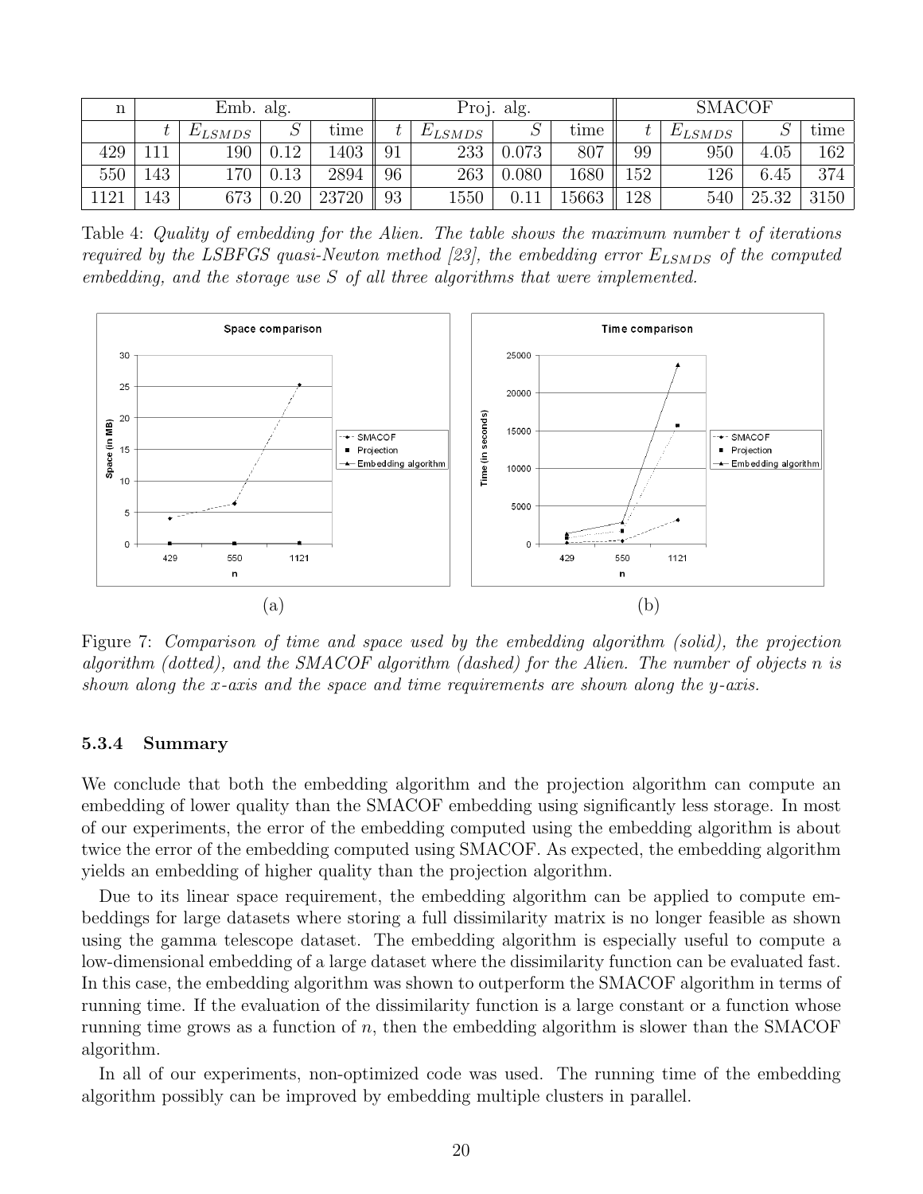| n | Emb. alg. | | | | Proj. alg. | | | | SMACOF | | | |
|---|---|---|---|---|---|---|---|---|---|---|---|---|
| | $t$ | $E_{LSMDS}$ | $S$ | time | $t$ | $E_{LSMDS}$ | $S$ | time | $t$ | $E_{LSMDS}$ | $S$ | time |
| 429 | 111 | 190 | 0.12 | 1403 | 91 | 233 | 0.073 | 807 | 99 | 950 | 4.05 | 162 |
| 550 | 143 | 170 | 0.13 | 2894 | 96 | 263 | 0.080 | 1680 | 152 | 126 | 6.45 | 374 |
| 1121 | 143 | 673 | 0.20 | 23720 | 93 | 1550 | 0.11 | 15663 | 128 | 540 | 25.32 | 3150 |

Table 4: *Quality of embedding for the Alien. The table shows the maximum number $t$ of iterations required by the LSBFGS quasi-Newton method [23], the embedding error $E_{LSMDS}$ of the computed embedding, and the storage use $S$ of all three algorithms that were implemented.*

(a) (b)

Figure 7: *Comparison of time and space used by the embedding algorithm (solid), the projection algorithm (dotted), and the SMACOF algorithm (dashed) for the Alien. The number of objects $n$ is shown along the $x$-axis and the space and time requirements are shown along the $y$-axis.*

### 5.3.4 Summary

We conclude that both the embedding algorithm and the projection algorithm can compute an embedding of lower quality than the SMACOF embedding using significantly less storage. In most of our experiments, the error of the embedding computed using the embedding algorithm is about twice the error of the embedding computed using SMACOF. As expected, the embedding algorithm yields an embedding of higher quality than the projection algorithm.

Due to its linear space requirement, the embedding algorithm can be applied to compute embeddings for large datasets where storing a full dissimilarity matrix is no longer feasible as shown using the gamma telescope dataset. The embedding algorithm is especially useful to compute a low-dimensional embedding of a large dataset where the dissimilarity function can be evaluated fast. In this case, the embedding algorithm was shown to outperform the SMACOF algorithm in terms of running time. If the evaluation of the dissimilarity function is a large constant or a function whose running time grows as a function of $n$, then the embedding algorithm is slower than the SMACOF algorithm.

In all of our experiments, non-optimized code was used. The running time of the embedding algorithm possibly can be improved by embedding multiple clusters in parallel.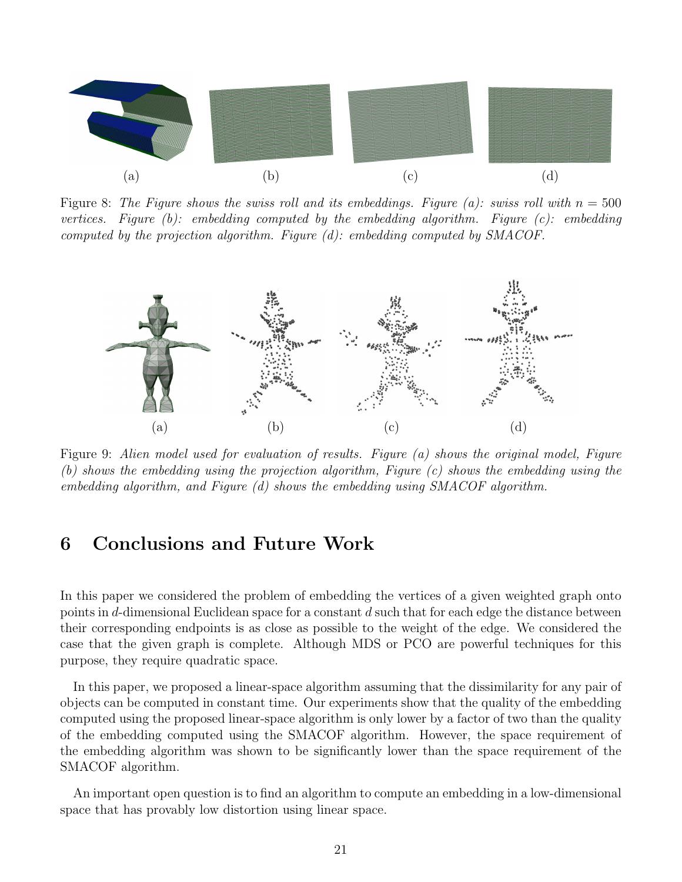(a) (b) (c) (d)

Figure 8: *The Figure shows the swiss roll and its embeddings. Figure (a): swiss roll with $n = 500$ vertices. Figure (b): embedding computed by the embedding algorithm. Figure (c): embedding computed by the projection algorithm. Figure (d): embedding computed by SMACOF.*

(a) (b) (c) (d)

Figure 9: *Alien model used for evaluation of results. Figure (a) shows the original model, Figure (b) shows the embedding using the projection algorithm, Figure (c) shows the embedding using the embedding algorithm, and Figure (d) shows the embedding using SMACOF algorithm.*

# 6 Conclusions and Future Work

In this paper we considered the problem of embedding the vertices of a given weighted graph onto points in $d$-dimensional Euclidean space for a constant $d$ such that for each edge the distance between their corresponding endpoints is as close as possible to the weight of the edge. We considered the case that the given graph is complete. Although MDS or PCO are powerful techniques for this purpose, they require quadratic space.

In this paper, we proposed a linear-space algorithm assuming that the dissimilarity for any pair of objects can be computed in constant time. Our experiments show that the quality of the embedding computed using the proposed linear-space algorithm is only lower by a factor of two than the quality of the embedding computed using the SMACOF algorithm. However, the space requirement of the embedding algorithm was shown to be significantly lower than the space requirement of the SMACOF algorithm.

An important open question is to find an algorithm to compute an embedding in a low-dimensional space that has provably low distortion using linear space.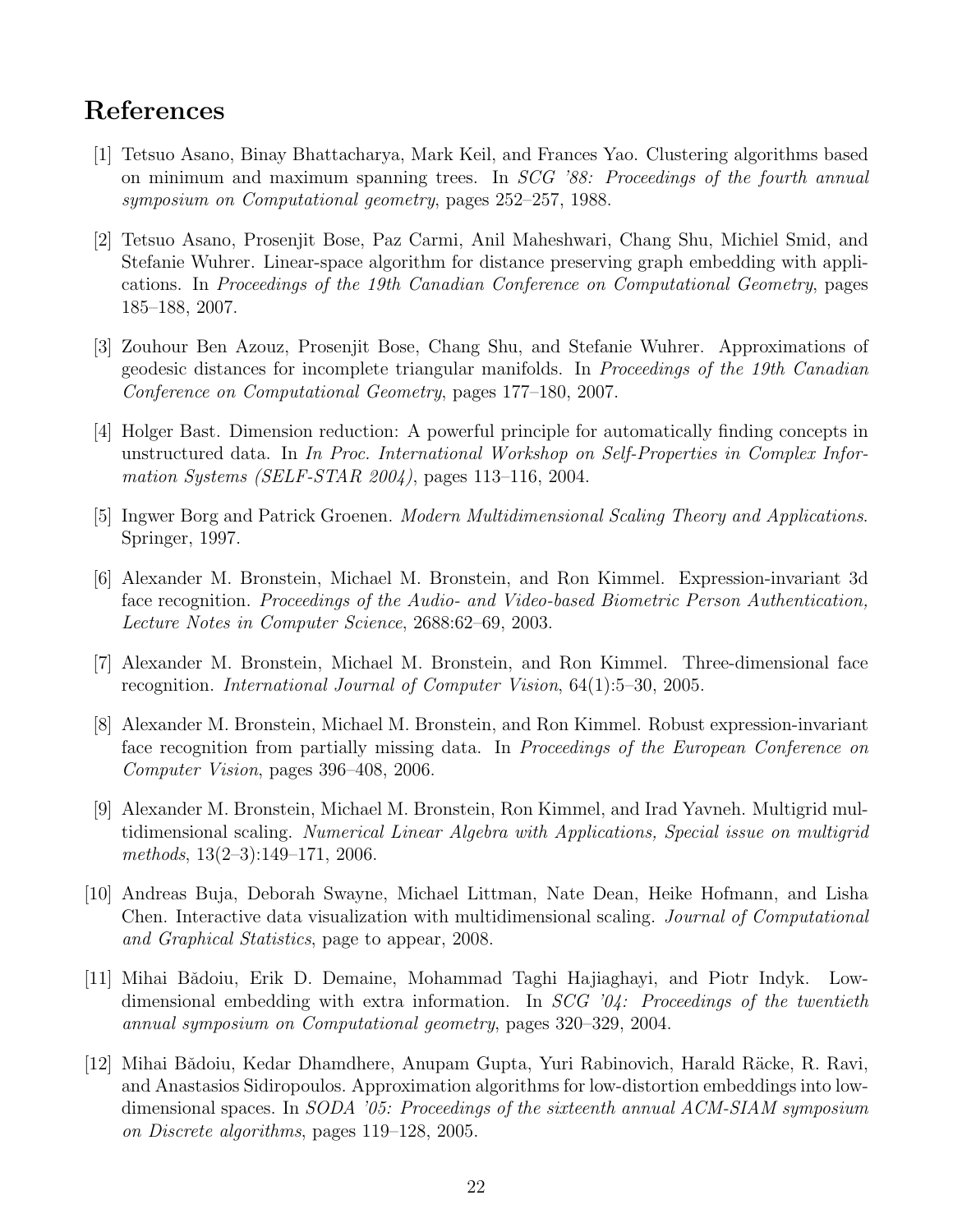# References

[1] Tetsuo Asano, Binay Bhattacharya, Mark Keil, and Frances Yao. Clustering algorithms based on minimum and maximum spanning trees. In *SCG '88: Proceedings of the fourth annual symposium on Computational geometry*, pages 252–257, 1988.

[2] Tetsuo Asano, Prosenjit Bose, Paz Carmi, Anil Maheshwari, Chang Shu, Michiel Smid, and Stefanie Wuhrer. Linear-space algorithm for distance preserving graph embedding with applications. In *Proceedings of the 19th Canadian Conference on Computational Geometry*, pages 185–188, 2007.

[3] Zouhour Ben Azouz, Prosenjit Bose, Chang Shu, and Stefanie Wuhrer. Approximations of geodesic distances for incomplete triangular manifolds. In *Proceedings of the 19th Canadian Conference on Computational Geometry*, pages 177–180, 2007.

[4] Holger Bast. Dimension reduction: A powerful principle for automatically finding concepts in unstructured data. In *In Proc. International Workshop on Self-Properties in Complex Information Systems (SELF-STAR 2004)*, pages 113–116, 2004.

[5] Ingwer Borg and Patrick Groenen. *Modern Multidimensional Scaling Theory and Applications*. Springer, 1997.

[6] Alexander M. Bronstein, Michael M. Bronstein, and Ron Kimmel. Expression-invariant 3d face recognition. *Proceedings of the Audio- and Video-based Biometric Person Authentication, Lecture Notes in Computer Science*, 2688:62–69, 2003.

[7] Alexander M. Bronstein, Michael M. Bronstein, and Ron Kimmel. Three-dimensional face recognition. *International Journal of Computer Vision*, 64(1):5–30, 2005.

[8] Alexander M. Bronstein, Michael M. Bronstein, and Ron Kimmel. Robust expression-invariant face recognition from partially missing data. In *Proceedings of the European Conference on Computer Vision*, pages 396–408, 2006.

[9] Alexander M. Bronstein, Michael M. Bronstein, Ron Kimmel, and Irad Yavneh. Multigrid multidimensional scaling. *Numerical Linear Algebra with Applications, Special issue on multigrid methods*, 13(2–3):149–171, 2006.

[10] Andreas Buja, Deborah Swayne, Michael Littman, Nate Dean, Heike Hofmann, and Lisha Chen. Interactive data visualization with multidimensional scaling. *Journal of Computational and Graphical Statistics*, page to appear, 2008.

[11] Mihai Bădoiu, Erik D. Demaine, Mohammad Taghi Hajiaghayi, and Piotr Indyk. Low-dimensional embedding with extra information. In *SCG '04: Proceedings of the twentieth annual symposium on Computational geometry*, pages 320–329, 2004.

[12] Mihai Bădoiu, Kedar Dhamdhere, Anupam Gupta, Yuri Rabinovich, Harald Räcke, R. Ravi, and Anastasios Sidiropoulos. Approximation algorithms for low-distortion embeddings into low-dimensional spaces. In *SODA '05: Proceedings of the sixteenth annual ACM-SIAM symposium on Discrete algorithms*, pages 119–128, 2005.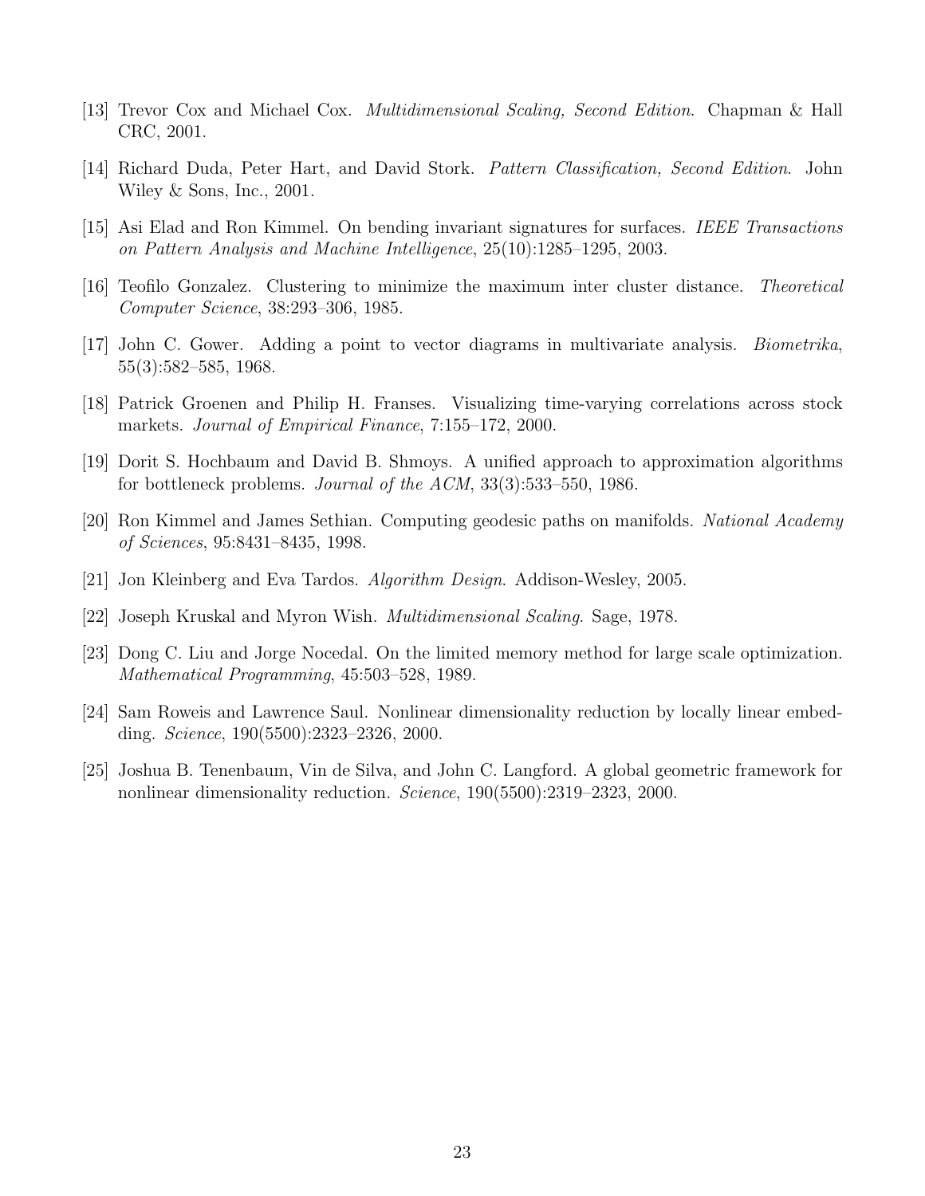[13] Trevor Cox and Michael Cox. *Multidimensional Scaling, Second Edition*. Chapman & Hall CRC, 2001.

[14] Richard Duda, Peter Hart, and David Stork. *Pattern Classification, Second Edition*. John Wiley & Sons, Inc., 2001.

[15] Asi Elad and Ron Kimmel. On bending invariant signatures for surfaces. *IEEE Transactions on Pattern Analysis and Machine Intelligence*, 25(10):1285–1295, 2003.

[16] Teofilo Gonzalez. Clustering to minimize the maximum inter cluster distance. *Theoretical Computer Science*, 38:293–306, 1985.

[17] John C. Gower. Adding a point to vector diagrams in multivariate analysis. *Biometrika*, 55(3):582–585, 1968.

[18] Patrick Groenen and Philip H. Franses. Visualizing time-varying correlations across stock markets. *Journal of Empirical Finance*, 7:155–172, 2000.

[19] Dorit S. Hochbaum and David B. Shmoys. A unified approach to approximation algorithms for bottleneck problems. *Journal of the ACM*, 33(3):533–550, 1986.

[20] Ron Kimmel and James Sethian. Computing geodesic paths on manifolds. *National Academy of Sciences*, 95:8431–8435, 1998.

[21] Jon Kleinberg and Eva Tardos. *Algorithm Design*. Addison-Wesley, 2005.

[22] Joseph Kruskal and Myron Wish. *Multidimensional Scaling*. Sage, 1978.

[23] Dong C. Liu and Jorge Nocedal. On the limited memory method for large scale optimization. *Mathematical Programming*, 45:503–528, 1989.

[24] Sam Roweis and Lawrence Saul. Nonlinear dimensionality reduction by locally linear embedding. *Science*, 190(5500):2323–2326, 2000.

[25] Joshua B. Tenenbaum, Vin de Silva, and John C. Langford. A global geometric framework for nonlinear dimensionality reduction. *Science*, 190(5500):2319–2323, 2000.